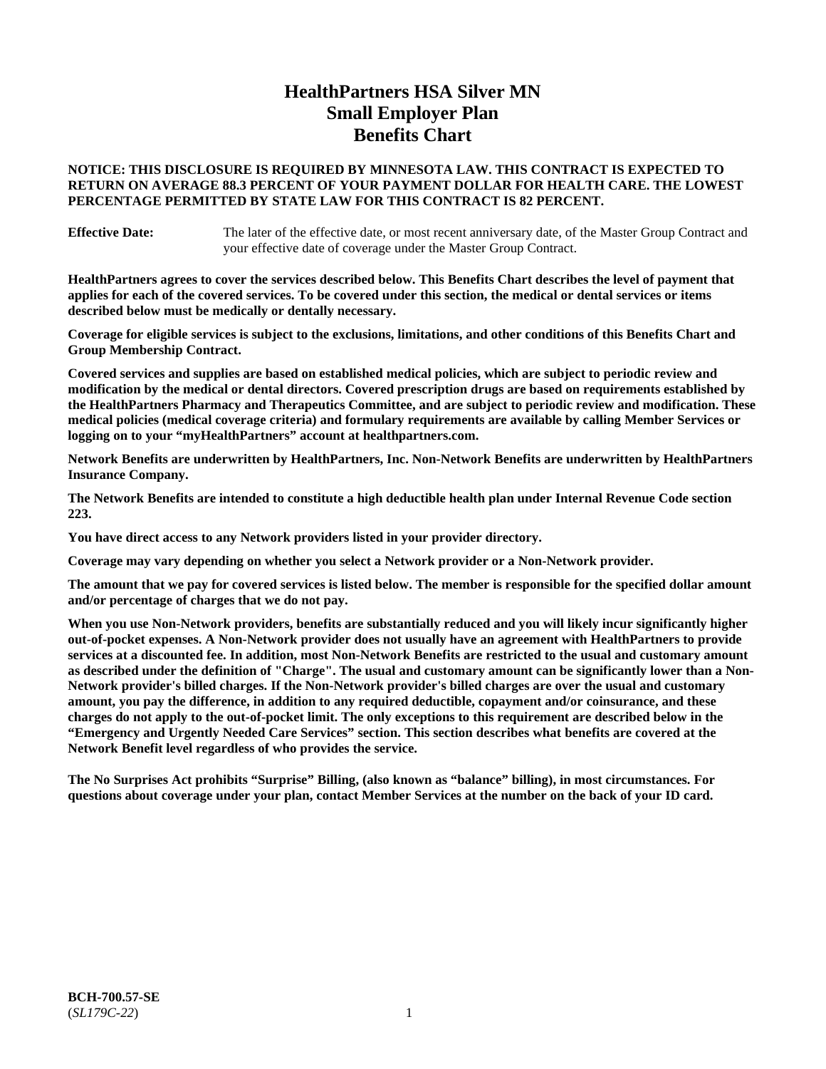# HealthPartners HSA Silver MN
# Small Employer Plan
# Benefits Chart

**NOTICE: THIS DISCLOSURE IS REQUIRED BY MINNESOTA LAW. THIS CONTRACT IS EXPECTED TO RETURN ON AVERAGE 88.3 PERCENT OF YOUR PAYMENT DOLLAR FOR HEALTH CARE. THE LOWEST PERCENTAGE PERMITTED BY STATE LAW FOR THIS CONTRACT IS 82 PERCENT.**

**Effective Date:** The later of the effective date, or most recent anniversary date, of the Master Group Contract and your effective date of coverage under the Master Group Contract.

**HealthPartners agrees to cover the services described below. This Benefits Chart describes the level of payment that applies for each of the covered services. To be covered under this section, the medical or dental services or items described below must be medically or dentally necessary.**

**Coverage for eligible services is subject to the exclusions, limitations, and other conditions of this Benefits Chart and Group Membership Contract.**

**Covered services and supplies are based on established medical policies, which are subject to periodic review and modification by the medical or dental directors. Covered prescription drugs are based on requirements established by the HealthPartners Pharmacy and Therapeutics Committee, and are subject to periodic review and modification. These medical policies (medical coverage criteria) and formulary requirements are available by calling Member Services or logging on to your "myHealthPartners" account at healthpartners.com.**

**Network Benefits are underwritten by HealthPartners, Inc. Non-Network Benefits are underwritten by HealthPartners Insurance Company.**

**The Network Benefits are intended to constitute a high deductible health plan under Internal Revenue Code section 223.**

**You have direct access to any Network providers listed in your provider directory.**

**Coverage may vary depending on whether you select a Network provider or a Non-Network provider.**

**The amount that we pay for covered services is listed below. The member is responsible for the specified dollar amount and/or percentage of charges that we do not pay.**

**When you use Non-Network providers, benefits are substantially reduced and you will likely incur significantly higher out-of-pocket expenses. A Non-Network provider does not usually have an agreement with HealthPartners to provide services at a discounted fee. In addition, most Non-Network Benefits are restricted to the usual and customary amount as described under the definition of "Charge". The usual and customary amount can be significantly lower than a Non-Network provider's billed charges. If the Non-Network provider's billed charges are over the usual and customary amount, you pay the difference, in addition to any required deductible, copayment and/or coinsurance, and these charges do not apply to the out-of-pocket limit. The only exceptions to this requirement are described below in the "Emergency and Urgently Needed Care Services" section. This section describes what benefits are covered at the Network Benefit level regardless of who provides the service.**

**The No Surprises Act prohibits "Surprise" Billing, (also known as "balance" billing), in most circumstances. For questions about coverage under your plan, contact Member Services at the number on the back of your ID card.**

**BCH-700.57-SE**
(*SL179C-22*)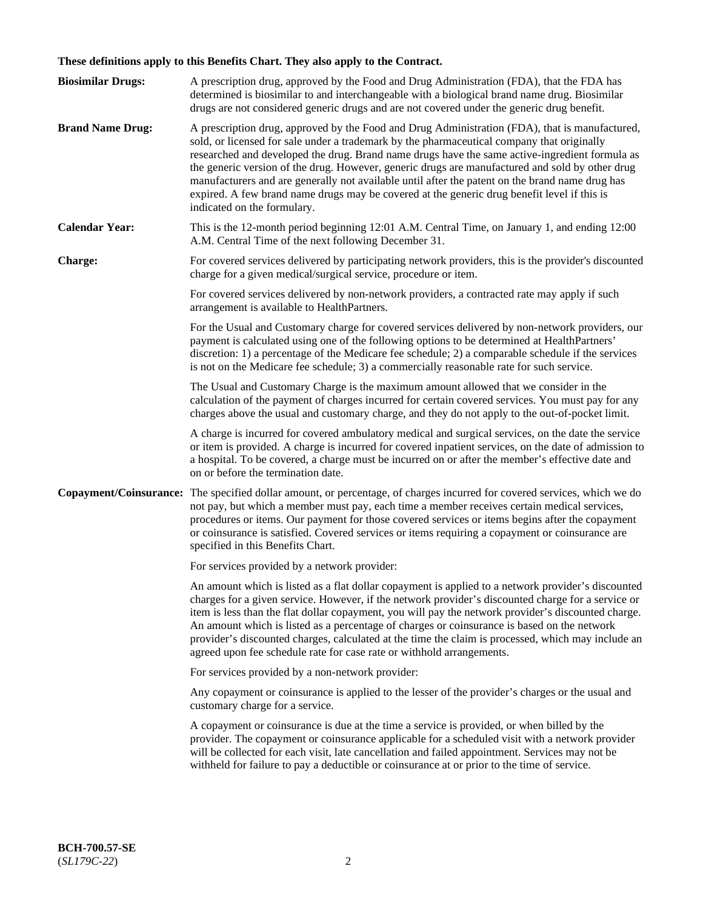**These definitions apply to this Benefits Chart. They also apply to the Contract.**

**Biosimilar Drugs:** A prescription drug, approved by the Food and Drug Administration (FDA), that the FDA has determined is biosimilar to and interchangeable with a biological brand name drug. Biosimilar drugs are not considered generic drugs and are not covered under the generic drug benefit.

**Brand Name Drug:** A prescription drug, approved by the Food and Drug Administration (FDA), that is manufactured, sold, or licensed for sale under a trademark by the pharmaceutical company that originally researched and developed the drug. Brand name drugs have the same active-ingredient formula as the generic version of the drug. However, generic drugs are manufactured and sold by other drug manufacturers and are generally not available until after the patent on the brand name drug has expired. A few brand name drugs may be covered at the generic drug benefit level if this is indicated on the formulary.

**Calendar Year:** This is the 12-month period beginning 12:01 A.M. Central Time, on January 1, and ending 12:00 A.M. Central Time of the next following December 31.

**Charge:** For covered services delivered by participating network providers, this is the provider's discounted charge for a given medical/surgical service, procedure or item.

For covered services delivered by non-network providers, a contracted rate may apply if such arrangement is available to HealthPartners.

For the Usual and Customary charge for covered services delivered by non-network providers, our payment is calculated using one of the following options to be determined at HealthPartners' discretion: 1) a percentage of the Medicare fee schedule; 2) a comparable schedule if the services is not on the Medicare fee schedule; 3) a commercially reasonable rate for such service.

The Usual and Customary Charge is the maximum amount allowed that we consider in the calculation of the payment of charges incurred for certain covered services. You must pay for any charges above the usual and customary charge, and they do not apply to the out-of-pocket limit.

A charge is incurred for covered ambulatory medical and surgical services, on the date the service or item is provided. A charge is incurred for covered inpatient services, on the date of admission to a hospital. To be covered, a charge must be incurred on or after the member's effective date and on or before the termination date.

**Copayment/Coinsurance:** The specified dollar amount, or percentage, of charges incurred for covered services, which we do not pay, but which a member must pay, each time a member receives certain medical services, procedures or items. Our payment for those covered services or items begins after the copayment or coinsurance is satisfied. Covered services or items requiring a copayment or coinsurance are specified in this Benefits Chart.

For services provided by a network provider:

An amount which is listed as a flat dollar copayment is applied to a network provider's discounted charges for a given service. However, if the network provider's discounted charge for a service or item is less than the flat dollar copayment, you will pay the network provider's discounted charge. An amount which is listed as a percentage of charges or coinsurance is based on the network provider's discounted charges, calculated at the time the claim is processed, which may include an agreed upon fee schedule rate for case rate or withhold arrangements.

For services provided by a non-network provider:

Any copayment or coinsurance is applied to the lesser of the provider's charges or the usual and customary charge for a service.

A copayment or coinsurance is due at the time a service is provided, or when billed by the provider. The copayment or coinsurance applicable for a scheduled visit with a network provider will be collected for each visit, late cancellation and failed appointment. Services may not be withheld for failure to pay a deductible or coinsurance at or prior to the time of service.

**BCH-700.57-SE**
(*SL179C-22*)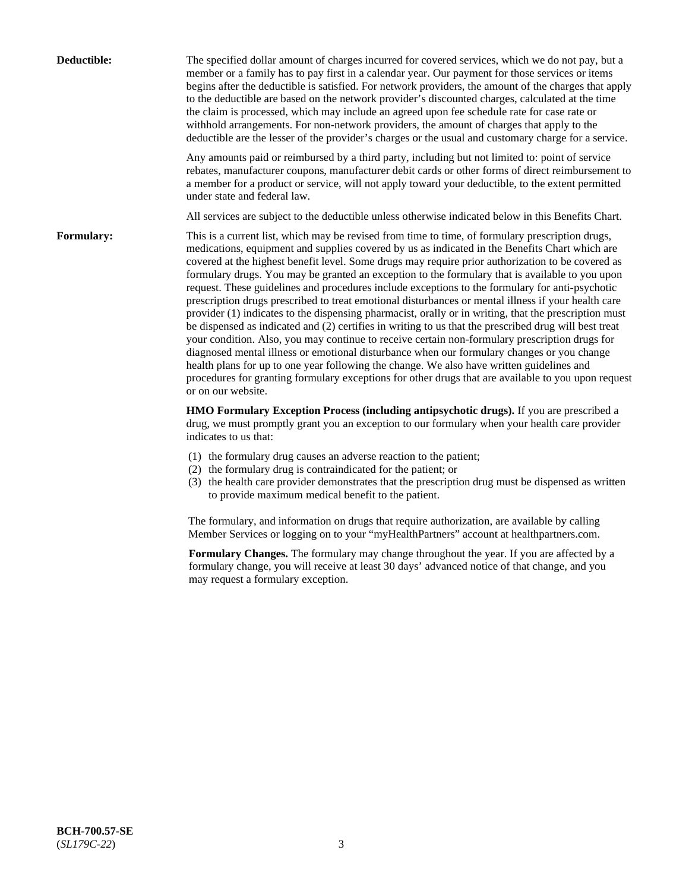**Deductible:** The specified dollar amount of charges incurred for covered services, which we do not pay, but a member or a family has to pay first in a calendar year. Our payment for those services or items begins after the deductible is satisfied. For network providers, the amount of the charges that apply to the deductible are based on the network provider's discounted charges, calculated at the time the claim is processed, which may include an agreed upon fee schedule rate for case rate or withhold arrangements. For non-network providers, the amount of charges that apply to the deductible are the lesser of the provider's charges or the usual and customary charge for a service.

Any amounts paid or reimbursed by a third party, including but not limited to: point of service rebates, manufacturer coupons, manufacturer debit cards or other forms of direct reimbursement to a member for a product or service, will not apply toward your deductible, to the extent permitted under state and federal law.

All services are subject to the deductible unless otherwise indicated below in this Benefits Chart.

**Formulary:** This is a current list, which may be revised from time to time, of formulary prescription drugs, medications, equipment and supplies covered by us as indicated in the Benefits Chart which are covered at the highest benefit level. Some drugs may require prior authorization to be covered as formulary drugs. You may be granted an exception to the formulary that is available to you upon request. These guidelines and procedures include exceptions to the formulary for anti-psychotic prescription drugs prescribed to treat emotional disturbances or mental illness if your health care provider (1) indicates to the dispensing pharmacist, orally or in writing, that the prescription must be dispensed as indicated and (2) certifies in writing to us that the prescribed drug will best treat your condition. Also, you may continue to receive certain non-formulary prescription drugs for diagnosed mental illness or emotional disturbance when our formulary changes or you change health plans for up to one year following the change. We also have written guidelines and procedures for granting formulary exceptions for other drugs that are available to you upon request or on our website.

**HMO Formulary Exception Process (including antipsychotic drugs).** If you are prescribed a drug, we must promptly grant you an exception to our formulary when your health care provider indicates to us that:

(1) the formulary drug causes an adverse reaction to the patient;
(2) the formulary drug is contraindicated for the patient; or
(3) the health care provider demonstrates that the prescription drug must be dispensed as written to provide maximum medical benefit to the patient.

The formulary, and information on drugs that require authorization, are available by calling Member Services or logging on to your "myHealthPartners" account at healthpartners.com.

**Formulary Changes.** The formulary may change throughout the year. If you are affected by a formulary change, you will receive at least 30 days' advanced notice of that change, and you may request a formulary exception.

**BCH-700.57-SE**
(*SL179C-22*)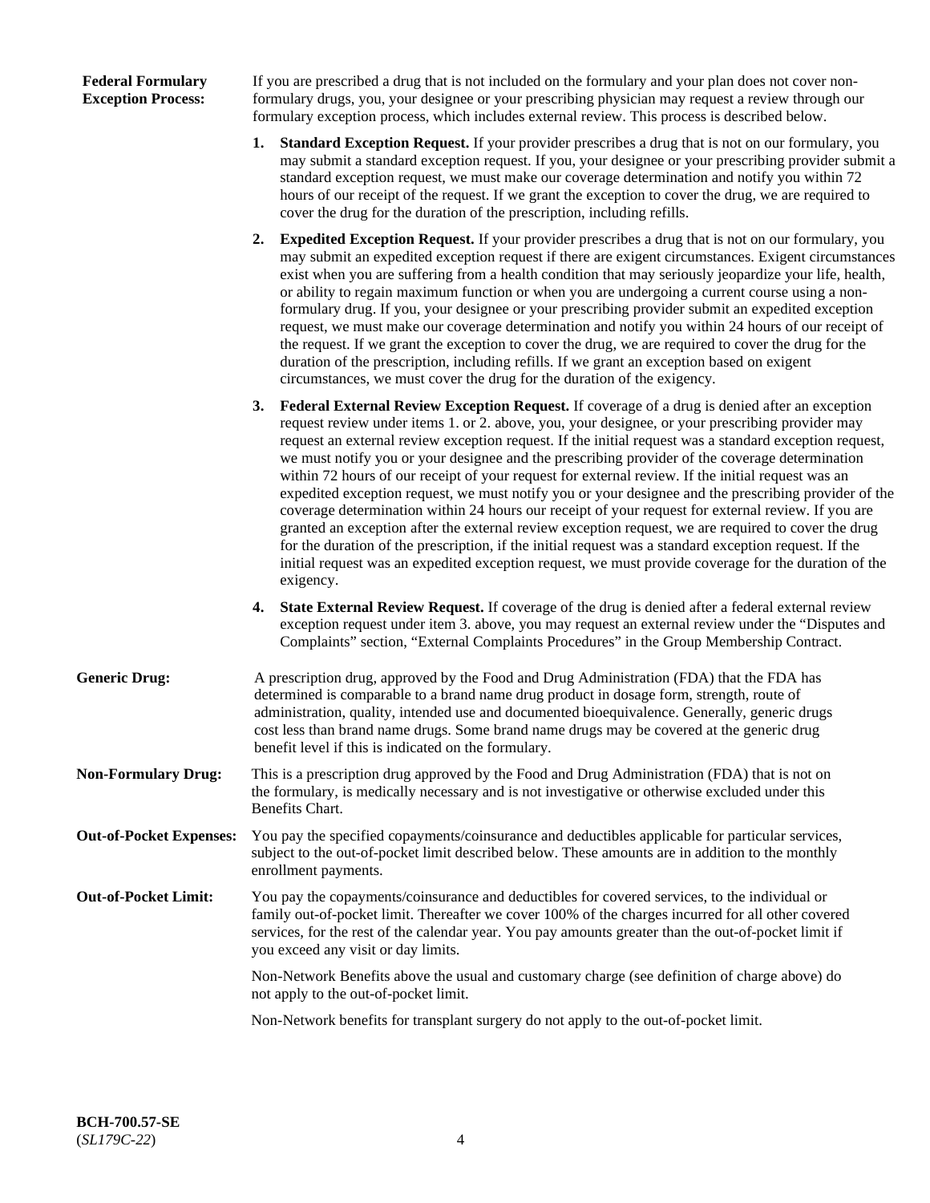**Federal Formulary Exception Process:** If you are prescribed a drug that is not included on the formulary and your plan does not cover non-formulary drugs, you, your designee or your prescribing physician may request a review through our formulary exception process, which includes external review. This process is described below.

1. **Standard Exception Request.** If your provider prescribes a drug that is not on our formulary, you may submit a standard exception request. If you, your designee or your prescribing provider submit a standard exception request, we must make our coverage determination and notify you within 72 hours of our receipt of the request. If we grant the exception to cover the drug, we are required to cover the drug for the duration of the prescription, including refills.

2. **Expedited Exception Request.** If your provider prescribes a drug that is not on our formulary, you may submit an expedited exception request if there are exigent circumstances. Exigent circumstances exist when you are suffering from a health condition that may seriously jeopardize your life, health, or ability to regain maximum function or when you are undergoing a current course using a non-formulary drug. If you, your designee or your prescribing provider submit an expedited exception request, we must make our coverage determination and notify you within 24 hours of our receipt of the request. If we grant the exception to cover the drug, we are required to cover the drug for the duration of the prescription, including refills. If we grant an exception based on exigent circumstances, we must cover the drug for the duration of the exigency.

3. **Federal External Review Exception Request.** If coverage of a drug is denied after an exception request review under items 1. or 2. above, you, your designee, or your prescribing provider may request an external review exception request. If the initial request was a standard exception request, we must notify you or your designee and the prescribing provider of the coverage determination within 72 hours of our receipt of your request for external review. If the initial request was an expedited exception request, we must notify you or your designee and the prescribing provider of the coverage determination within 24 hours our receipt of your request for external review. If you are granted an exception after the external review exception request, we are required to cover the drug for the duration of the prescription, if the initial request was a standard exception request. If the initial request was an expedited exception request, we must provide coverage for the duration of the exigency.

4. **State External Review Request.** If coverage of the drug is denied after a federal external review exception request under item 3. above, you may request an external review under the "Disputes and Complaints" section, "External Complaints Procedures" in the Group Membership Contract.

**Generic Drug:** A prescription drug, approved by the Food and Drug Administration (FDA) that the FDA has determined is comparable to a brand name drug product in dosage form, strength, route of administration, quality, intended use and documented bioequivalence. Generally, generic drugs cost less than brand name drugs. Some brand name drugs may be covered at the generic drug benefit level if this is indicated on the formulary.

**Non-Formulary Drug:** This is a prescription drug approved by the Food and Drug Administration (FDA) that is not on the formulary, is medically necessary and is not investigative or otherwise excluded under this Benefits Chart.

**Out-of-Pocket Expenses:** You pay the specified copayments/coinsurance and deductibles applicable for particular services, subject to the out-of-pocket limit described below. These amounts are in addition to the monthly enrollment payments.

**Out-of-Pocket Limit:** You pay the copayments/coinsurance and deductibles for covered services, to the individual or family out-of-pocket limit. Thereafter we cover 100% of the charges incurred for all other covered services, for the rest of the calendar year. You pay amounts greater than the out-of-pocket limit if you exceed any visit or day limits.

Non-Network Benefits above the usual and customary charge (see definition of charge above) do not apply to the out-of-pocket limit.

Non-Network benefits for transplant surgery do not apply to the out-of-pocket limit.

**BCH-700.57-SE**
(*SL179C-22*)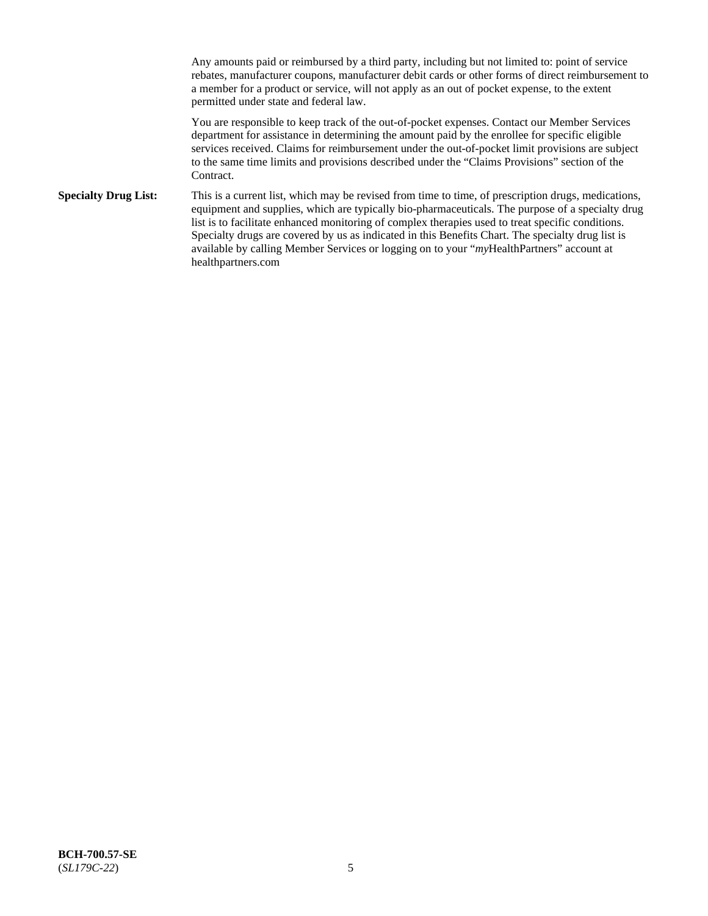Any amounts paid or reimbursed by a third party, including but not limited to: point of service rebates, manufacturer coupons, manufacturer debit cards or other forms of direct reimbursement to a member for a product or service, will not apply as an out of pocket expense, to the extent permitted under state and federal law.

You are responsible to keep track of the out-of-pocket expenses. Contact our Member Services department for assistance in determining the amount paid by the enrollee for specific eligible services received. Claims for reimbursement under the out-of-pocket limit provisions are subject to the same time limits and provisions described under the "Claims Provisions" section of the Contract.

**Specialty Drug List:** This is a current list, which may be revised from time to time, of prescription drugs, medications, equipment and supplies, which are typically bio-pharmaceuticals. The purpose of a specialty drug list is to facilitate enhanced monitoring of complex therapies used to treat specific conditions. Specialty drugs are covered by us as indicated in this Benefits Chart. The specialty drug list is available by calling Member Services or logging on to your "*my*HealthPartners" account at healthpartners.com

**BCH-700.57-SE**
(*SL179C-22*)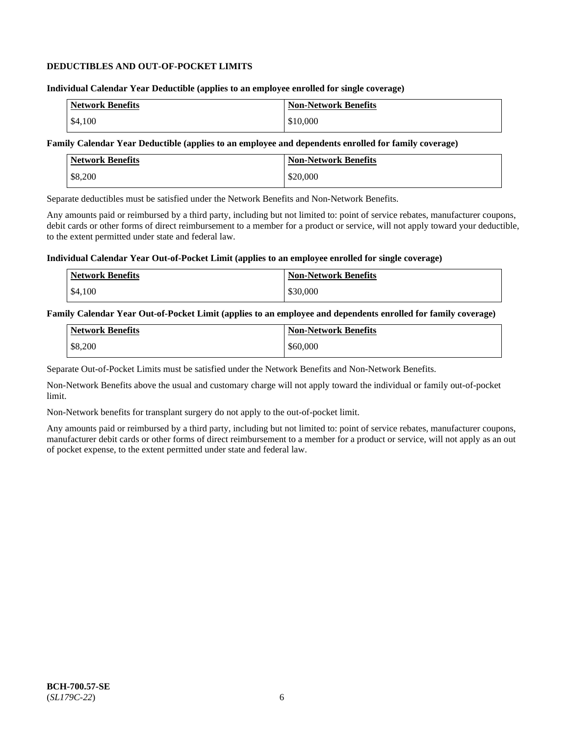**DEDUCTIBLES AND OUT-OF-POCKET LIMITS**

**Individual Calendar Year Deductible (applies to an employee enrolled for single coverage)**

| Network Benefits | Non-Network Benefits |
|---|---|
| $4,100 | $10,000 |

**Family Calendar Year Deductible (applies to an employee and dependents enrolled for family coverage)**

| Network Benefits | Non-Network Benefits |
|---|---|
| $8,200 | $20,000 |

Separate deductibles must be satisfied under the Network Benefits and Non-Network Benefits.

Any amounts paid or reimbursed by a third party, including but not limited to: point of service rebates, manufacturer coupons, debit cards or other forms of direct reimbursement to a member for a product or service, will not apply toward your deductible, to the extent permitted under state and federal law.

**Individual Calendar Year Out-of-Pocket Limit (applies to an employee enrolled for single coverage)**

| Network Benefits | Non-Network Benefits |
|---|---|
| $4,100 | $30,000 |

**Family Calendar Year Out-of-Pocket Limit (applies to an employee and dependents enrolled for family coverage)**

| Network Benefits | Non-Network Benefits |
|---|---|
| $8,200 | $60,000 |

Separate Out-of-Pocket Limits must be satisfied under the Network Benefits and Non-Network Benefits.

Non-Network Benefits above the usual and customary charge will not apply toward the individual or family out-of-pocket limit.

Non-Network benefits for transplant surgery do not apply to the out-of-pocket limit.

Any amounts paid or reimbursed by a third party, including but not limited to: point of service rebates, manufacturer coupons, manufacturer debit cards or other forms of direct reimbursement to a member for a product or service, will not apply as an out of pocket expense, to the extent permitted under state and federal law.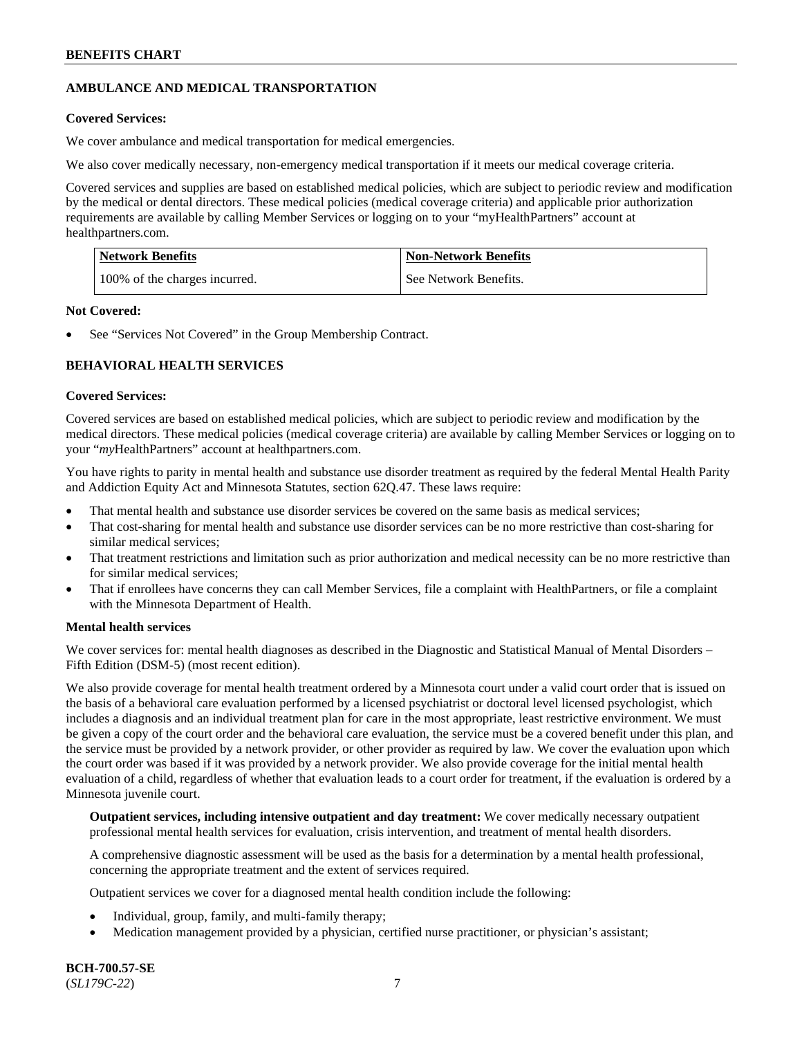## AMBULANCE AND MEDICAL TRANSPORTATION

**Covered Services:**

We cover ambulance and medical transportation for medical emergencies.

We also cover medically necessary, non-emergency medical transportation if it meets our medical coverage criteria.

Covered services and supplies are based on established medical policies, which are subject to periodic review and modification by the medical or dental directors. These medical policies (medical coverage criteria) and applicable prior authorization requirements are available by calling Member Services or logging on to your "myHealthPartners" account at healthpartners.com.

| Network Benefits | Non-Network Benefits |
|---|---|
| 100% of the charges incurred. | See Network Benefits. |

**Not Covered:**

- See "Services Not Covered" in the Group Membership Contract.

## BEHAVIORAL HEALTH SERVICES

**Covered Services:**

Covered services are based on established medical policies, which are subject to periodic review and modification by the medical directors. These medical policies (medical coverage criteria) are available by calling Member Services or logging on to your "*my*HealthPartners" account at healthpartners.com.

You have rights to parity in mental health and substance use disorder treatment as required by the federal Mental Health Parity and Addiction Equity Act and Minnesota Statutes, section 62Q.47. These laws require:

- That mental health and substance use disorder services be covered on the same basis as medical services;
- That cost-sharing for mental health and substance use disorder services can be no more restrictive than cost-sharing for similar medical services;
- That treatment restrictions and limitation such as prior authorization and medical necessity can be no more restrictive than for similar medical services;
- That if enrollees have concerns they can call Member Services, file a complaint with HealthPartners, or file a complaint with the Minnesota Department of Health.

**Mental health services**

We cover services for: mental health diagnoses as described in the Diagnostic and Statistical Manual of Mental Disorders – Fifth Edition (DSM-5) (most recent edition).

We also provide coverage for mental health treatment ordered by a Minnesota court under a valid court order that is issued on the basis of a behavioral care evaluation performed by a licensed psychiatrist or doctoral level licensed psychologist, which includes a diagnosis and an individual treatment plan for care in the most appropriate, least restrictive environment. We must be given a copy of the court order and the behavioral care evaluation, the service must be a covered benefit under this plan, and the service must be provided by a network provider, or other provider as required by law. We cover the evaluation upon which the court order was based if it was provided by a network provider. We also provide coverage for the initial mental health evaluation of a child, regardless of whether that evaluation leads to a court order for treatment, if the evaluation is ordered by a Minnesota juvenile court.

**Outpatient services, including intensive outpatient and day treatment:** We cover medically necessary outpatient professional mental health services for evaluation, crisis intervention, and treatment of mental health disorders.

A comprehensive diagnostic assessment will be used as the basis for a determination by a mental health professional, concerning the appropriate treatment and the extent of services required.

Outpatient services we cover for a diagnosed mental health condition include the following:

- Individual, group, family, and multi-family therapy;
- Medication management provided by a physician, certified nurse practitioner, or physician's assistant;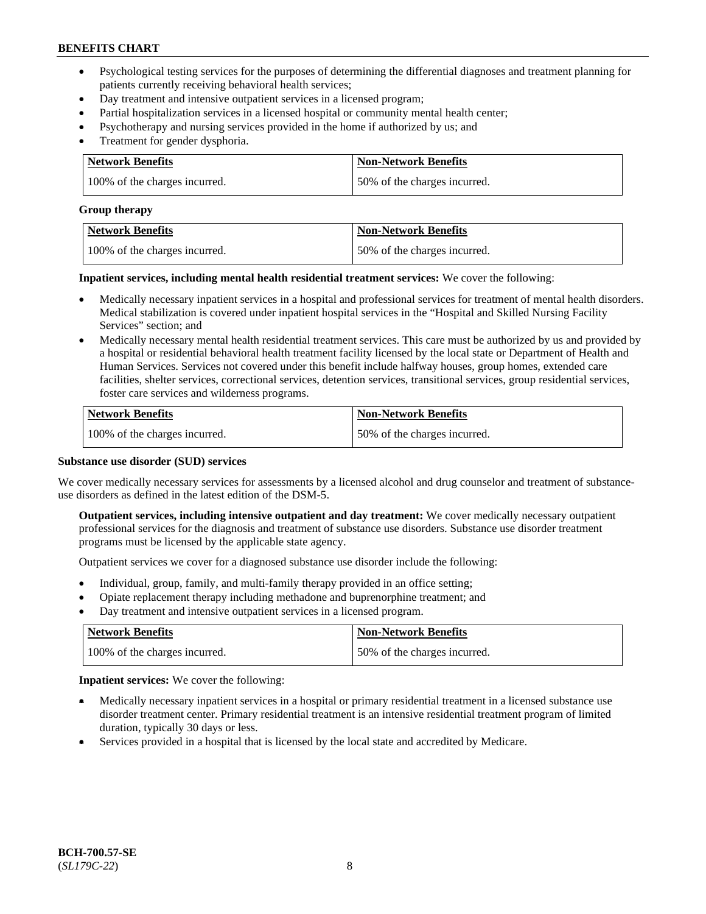- Psychological testing services for the purposes of determining the differential diagnoses and treatment planning for patients currently receiving behavioral health services;
- Day treatment and intensive outpatient services in a licensed program;
- Partial hospitalization services in a licensed hospital or community mental health center;
- Psychotherapy and nursing services provided in the home if authorized by us; and
- Treatment for gender dysphoria.

| Network Benefits | Non-Network Benefits |
|---|---|
| 100% of the charges incurred. | 50% of the charges incurred. |

**Group therapy**

| Network Benefits | Non-Network Benefits |
|---|---|
| 100% of the charges incurred. | 50% of the charges incurred. |

**Inpatient services, including mental health residential treatment services:** We cover the following:

- Medically necessary inpatient services in a hospital and professional services for treatment of mental health disorders. Medical stabilization is covered under inpatient hospital services in the "Hospital and Skilled Nursing Facility Services" section; and
- Medically necessary mental health residential treatment services. This care must be authorized by us and provided by a hospital or residential behavioral health treatment facility licensed by the local state or Department of Health and Human Services. Services not covered under this benefit include halfway houses, group homes, extended care facilities, shelter services, correctional services, detention services, transitional services, group residential services, foster care services and wilderness programs.

| Network Benefits | Non-Network Benefits |
|---|---|
| 100% of the charges incurred. | 50% of the charges incurred. |

**Substance use disorder (SUD) services**

We cover medically necessary services for assessments by a licensed alcohol and drug counselor and treatment of substance-use disorders as defined in the latest edition of the DSM-5.

**Outpatient services, including intensive outpatient and day treatment:** We cover medically necessary outpatient professional services for the diagnosis and treatment of substance use disorders. Substance use disorder treatment programs must be licensed by the applicable state agency.

Outpatient services we cover for a diagnosed substance use disorder include the following:

- Individual, group, family, and multi-family therapy provided in an office setting;
- Opiate replacement therapy including methadone and buprenorphine treatment; and
- Day treatment and intensive outpatient services in a licensed program.

| Network Benefits | Non-Network Benefits |
|---|---|
| 100% of the charges incurred. | 50% of the charges incurred. |

**Inpatient services:** We cover the following:

- Medically necessary inpatient services in a hospital or primary residential treatment in a licensed substance use disorder treatment center. Primary residential treatment is an intensive residential treatment program of limited duration, typically 30 days or less.
- Services provided in a hospital that is licensed by the local state and accredited by Medicare.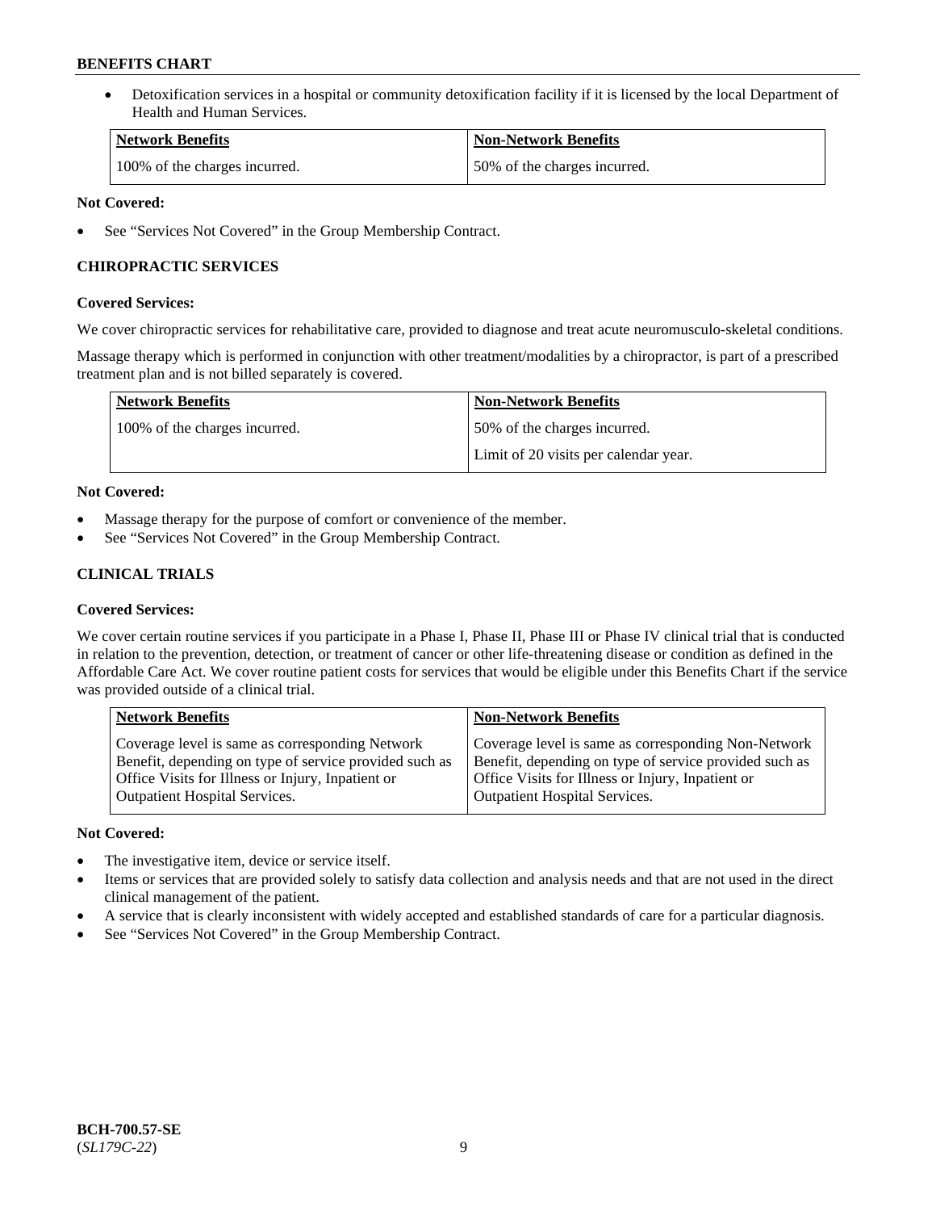- Detoxification services in a hospital or community detoxification facility if it is licensed by the local Department of Health and Human Services.

| Network Benefits | Non-Network Benefits |
|---|---|
| 100% of the charges incurred. | 50% of the charges incurred. |

**Not Covered:**

- See "Services Not Covered" in the Group Membership Contract.

### CHIROPRACTIC SERVICES

**Covered Services:**

We cover chiropractic services for rehabilitative care, provided to diagnose and treat acute neuromusculo-skeletal conditions.

Massage therapy which is performed in conjunction with other treatment/modalities by a chiropractor, is part of a prescribed treatment plan and is not billed separately is covered.

| Network Benefits | Non-Network Benefits |
|---|---|
| 100% of the charges incurred. | 50% of the charges incurred.<br>Limit of 20 visits per calendar year. |

**Not Covered:**

- Massage therapy for the purpose of comfort or convenience of the member.
- See "Services Not Covered" in the Group Membership Contract.

### CLINICAL TRIALS

**Covered Services:**

We cover certain routine services if you participate in a Phase I, Phase II, Phase III or Phase IV clinical trial that is conducted in relation to the prevention, detection, or treatment of cancer or other life-threatening disease or condition as defined in the Affordable Care Act. We cover routine patient costs for services that would be eligible under this Benefits Chart if the service was provided outside of a clinical trial.

| Network Benefits | Non-Network Benefits |
|---|---|
| Coverage level is same as corresponding Network Benefit, depending on type of service provided such as Office Visits for Illness or Injury, Inpatient or Outpatient Hospital Services. | Coverage level is same as corresponding Non-Network Benefit, depending on type of service provided such as Office Visits for Illness or Injury, Inpatient or Outpatient Hospital Services. |

**Not Covered:**

- The investigative item, device or service itself.
- Items or services that are provided solely to satisfy data collection and analysis needs and that are not used in the direct clinical management of the patient.
- A service that is clearly inconsistent with widely accepted and established standards of care for a particular diagnosis.
- See "Services Not Covered" in the Group Membership Contract.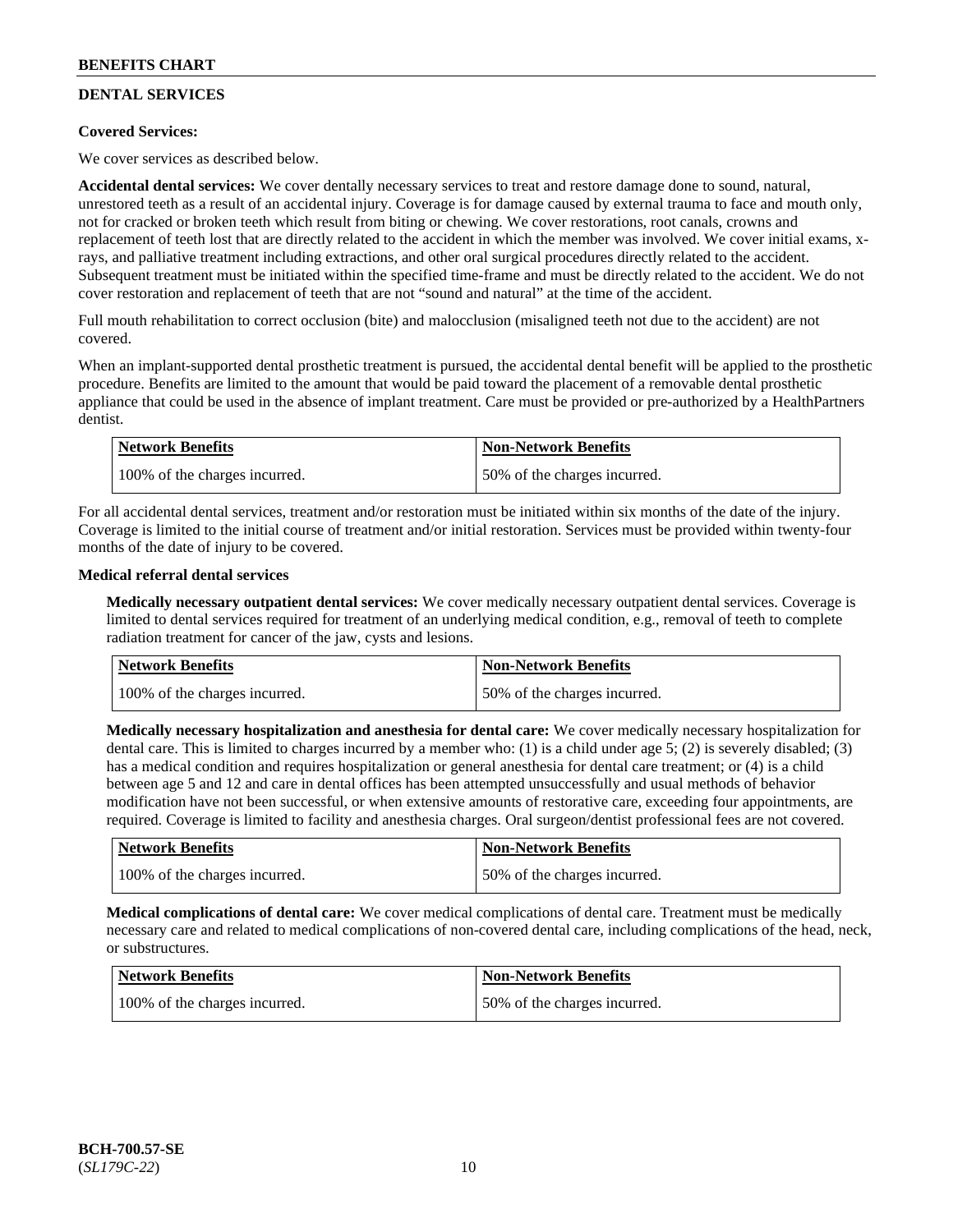## DENTAL SERVICES

**Covered Services:**

We cover services as described below.

**Accidental dental services:** We cover dentally necessary services to treat and restore damage done to sound, natural, unrestored teeth as a result of an accidental injury. Coverage is for damage caused by external trauma to face and mouth only, not for cracked or broken teeth which result from biting or chewing. We cover restorations, root canals, crowns and replacement of teeth lost that are directly related to the accident in which the member was involved. We cover initial exams, x-rays, and palliative treatment including extractions, and other oral surgical procedures directly related to the accident. Subsequent treatment must be initiated within the specified time-frame and must be directly related to the accident. We do not cover restoration and replacement of teeth that are not "sound and natural" at the time of the accident.

Full mouth rehabilitation to correct occlusion (bite) and malocclusion (misaligned teeth not due to the accident) are not covered.

When an implant-supported dental prosthetic treatment is pursued, the accidental dental benefit will be applied to the prosthetic procedure. Benefits are limited to the amount that would be paid toward the placement of a removable dental prosthetic appliance that could be used in the absence of implant treatment. Care must be provided or pre-authorized by a HealthPartners dentist.

| Network Benefits | Non-Network Benefits |
|---|---|
| 100% of the charges incurred. | 50% of the charges incurred. |

For all accidental dental services, treatment and/or restoration must be initiated within six months of the date of the injury. Coverage is limited to the initial course of treatment and/or initial restoration. Services must be provided within twenty-four months of the date of injury to be covered.

**Medical referral dental services**

**Medically necessary outpatient dental services:** We cover medically necessary outpatient dental services. Coverage is limited to dental services required for treatment of an underlying medical condition, e.g., removal of teeth to complete radiation treatment for cancer of the jaw, cysts and lesions.

| Network Benefits | Non-Network Benefits |
|---|---|
| 100% of the charges incurred. | 50% of the charges incurred. |

**Medically necessary hospitalization and anesthesia for dental care:** We cover medically necessary hospitalization for dental care. This is limited to charges incurred by a member who: (1) is a child under age 5; (2) is severely disabled; (3) has a medical condition and requires hospitalization or general anesthesia for dental care treatment; or (4) is a child between age 5 and 12 and care in dental offices has been attempted unsuccessfully and usual methods of behavior modification have not been successful, or when extensive amounts of restorative care, exceeding four appointments, are required. Coverage is limited to facility and anesthesia charges. Oral surgeon/dentist professional fees are not covered.

| Network Benefits | Non-Network Benefits |
|---|---|
| 100% of the charges incurred. | 50% of the charges incurred. |

**Medical complications of dental care:** We cover medical complications of dental care. Treatment must be medically necessary care and related to medical complications of non-covered dental care, including complications of the head, neck, or substructures.

| Network Benefits | Non-Network Benefits |
|---|---|
| 100% of the charges incurred. | 50% of the charges incurred. |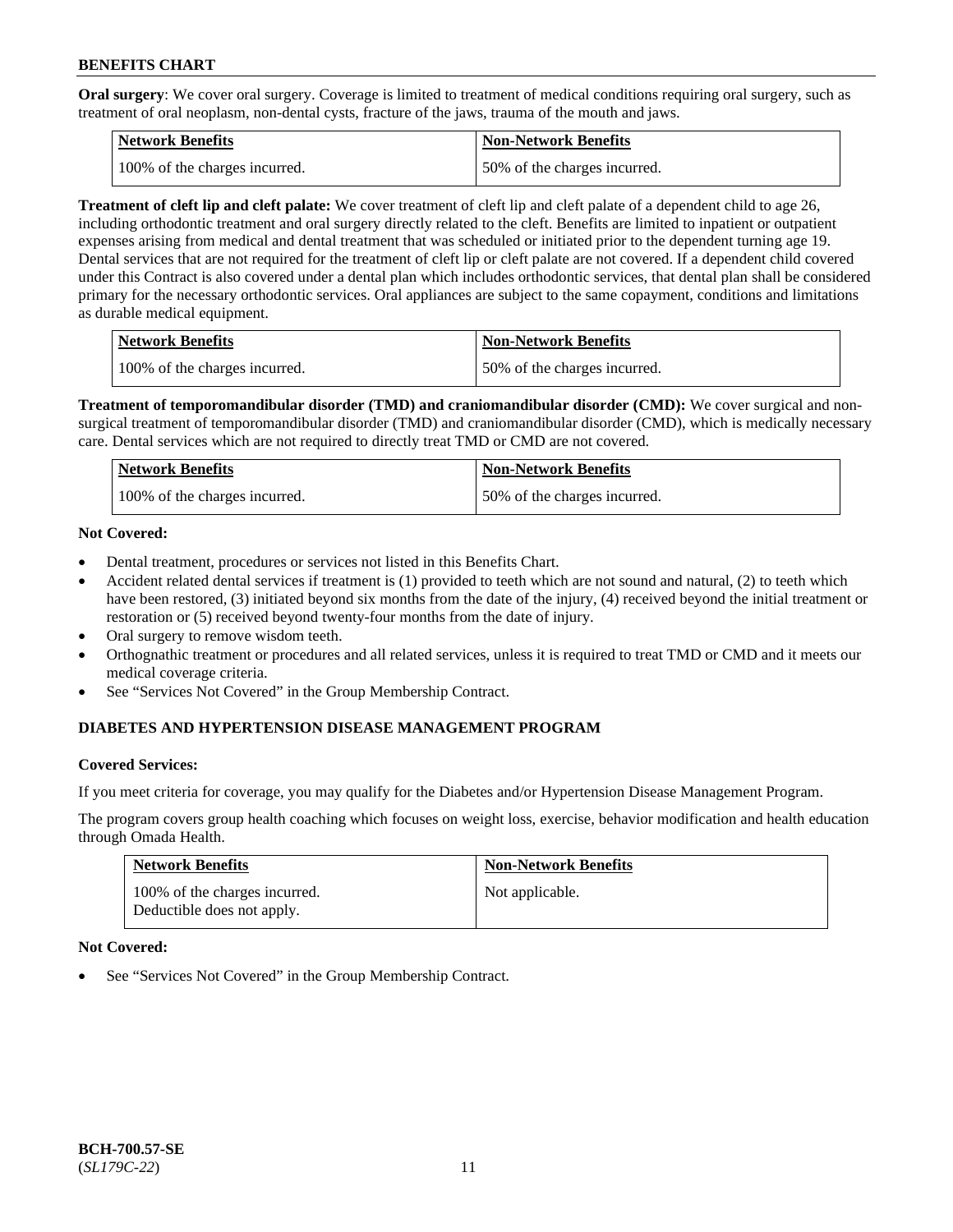**Oral surgery**: We cover oral surgery. Coverage is limited to treatment of medical conditions requiring oral surgery, such as treatment of oral neoplasm, non-dental cysts, fracture of the jaws, trauma of the mouth and jaws.

| Network Benefits | Non-Network Benefits |
| --- | --- |
| 100% of the charges incurred. | 50% of the charges incurred. |

**Treatment of cleft lip and cleft palate:** We cover treatment of cleft lip and cleft palate of a dependent child to age 26, including orthodontic treatment and oral surgery directly related to the cleft. Benefits are limited to inpatient or outpatient expenses arising from medical and dental treatment that was scheduled or initiated prior to the dependent turning age 19. Dental services that are not required for the treatment of cleft lip or cleft palate are not covered. If a dependent child covered under this Contract is also covered under a dental plan which includes orthodontic services, that dental plan shall be considered primary for the necessary orthodontic services. Oral appliances are subject to the same copayment, conditions and limitations as durable medical equipment.

| Network Benefits | Non-Network Benefits |
| --- | --- |
| 100% of the charges incurred. | 50% of the charges incurred. |

**Treatment of temporomandibular disorder (TMD) and craniomandibular disorder (CMD):** We cover surgical and non-surgical treatment of temporomandibular disorder (TMD) and craniomandibular disorder (CMD), which is medically necessary care. Dental services which are not required to directly treat TMD or CMD are not covered.

| Network Benefits | Non-Network Benefits |
| --- | --- |
| 100% of the charges incurred. | 50% of the charges incurred. |

**Not Covered:**

- Dental treatment, procedures or services not listed in this Benefits Chart.
- Accident related dental services if treatment is (1) provided to teeth which are not sound and natural, (2) to teeth which have been restored, (3) initiated beyond six months from the date of the injury, (4) received beyond the initial treatment or restoration or (5) received beyond twenty-four months from the date of injury.
- Oral surgery to remove wisdom teeth.
- Orthognathic treatment or procedures and all related services, unless it is required to treat TMD or CMD and it meets our medical coverage criteria.
- See "Services Not Covered" in the Group Membership Contract.

## DIABETES AND HYPERTENSION DISEASE MANAGEMENT PROGRAM

**Covered Services:**

If you meet criteria for coverage, you may qualify for the Diabetes and/or Hypertension Disease Management Program.

The program covers group health coaching which focuses on weight loss, exercise, behavior modification and health education through Omada Health.

| Network Benefits | Non-Network Benefits |
| --- | --- |
| 100% of the charges incurred. Deductible does not apply. | Not applicable. |

**Not Covered:**

- See "Services Not Covered" in the Group Membership Contract.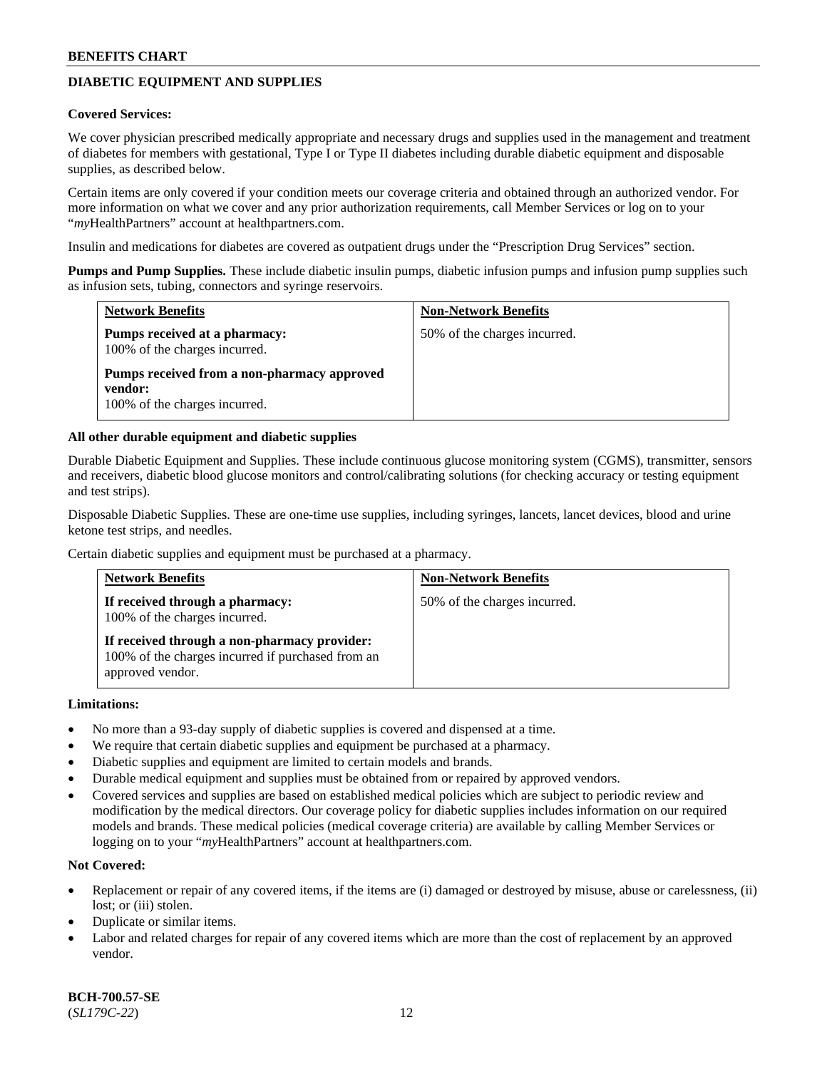## DIABETIC EQUIPMENT AND SUPPLIES

**Covered Services:**

We cover physician prescribed medically appropriate and necessary drugs and supplies used in the management and treatment of diabetes for members with gestational, Type I or Type II diabetes including durable diabetic equipment and disposable supplies, as described below.

Certain items are only covered if your condition meets our coverage criteria and obtained through an authorized vendor. For more information on what we cover and any prior authorization requirements, call Member Services or log on to your "*my*HealthPartners" account at healthpartners.com.

Insulin and medications for diabetes are covered as outpatient drugs under the "Prescription Drug Services" section.

**Pumps and Pump Supplies.** These include diabetic insulin pumps, diabetic infusion pumps and infusion pump supplies such as infusion sets, tubing, connectors and syringe reservoirs.

| Network Benefits | Non-Network Benefits |
|---|---|
| **Pumps received at a pharmacy:**<br>100% of the charges incurred.<br><br>**Pumps received from a non-pharmacy approved vendor:**<br>100% of the charges incurred. | 50% of the charges incurred. |

**All other durable equipment and diabetic supplies**

Durable Diabetic Equipment and Supplies. These include continuous glucose monitoring system (CGMS), transmitter, sensors and receivers, diabetic blood glucose monitors and control/calibrating solutions (for checking accuracy or testing equipment and test strips).

Disposable Diabetic Supplies. These are one-time use supplies, including syringes, lancets, lancet devices, blood and urine ketone test strips, and needles.

Certain diabetic supplies and equipment must be purchased at a pharmacy.

| Network Benefits | Non-Network Benefits |
|---|---|
| **If received through a pharmacy:**<br>100% of the charges incurred.<br><br>**If received through a non-pharmacy provider:**<br>100% of the charges incurred if purchased from an approved vendor. | 50% of the charges incurred. |

**Limitations:**

- No more than a 93-day supply of diabetic supplies is covered and dispensed at a time.
- We require that certain diabetic supplies and equipment be purchased at a pharmacy.
- Diabetic supplies and equipment are limited to certain models and brands.
- Durable medical equipment and supplies must be obtained from or repaired by approved vendors.
- Covered services and supplies are based on established medical policies which are subject to periodic review and modification by the medical directors. Our coverage policy for diabetic supplies includes information on our required models and brands. These medical policies (medical coverage criteria) are available by calling Member Services or logging on to your "*my*HealthPartners" account at healthpartners.com.

**Not Covered:**

- Replacement or repair of any covered items, if the items are (i) damaged or destroyed by misuse, abuse or carelessness, (ii) lost; or (iii) stolen.
- Duplicate or similar items.
- Labor and related charges for repair of any covered items which are more than the cost of replacement by an approved vendor.

**BCH-700.57-SE**
(*SL179C-22*)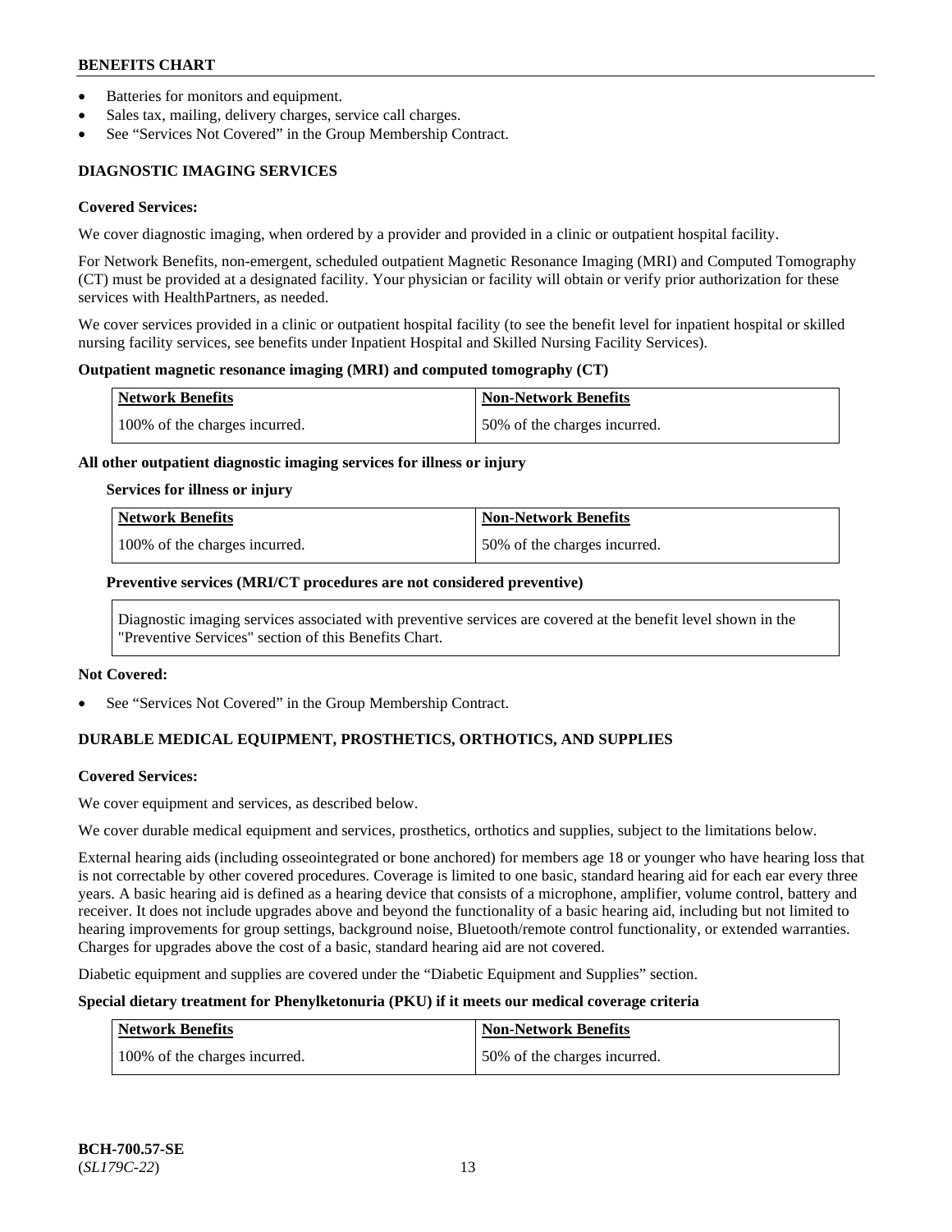- Batteries for monitors and equipment.
- Sales tax, mailing, delivery charges, service call charges.
- See "Services Not Covered" in the Group Membership Contract.

## DIAGNOSTIC IMAGING SERVICES

### Covered Services:

We cover diagnostic imaging, when ordered by a provider and provided in a clinic or outpatient hospital facility.

For Network Benefits, non-emergent, scheduled outpatient Magnetic Resonance Imaging (MRI) and Computed Tomography (CT) must be provided at a designated facility. Your physician or facility will obtain or verify prior authorization for these services with HealthPartners, as needed.

We cover services provided in a clinic or outpatient hospital facility (to see the benefit level for inpatient hospital or skilled nursing facility services, see benefits under Inpatient Hospital and Skilled Nursing Facility Services).

**Outpatient magnetic resonance imaging (MRI) and computed tomography (CT)**

| Network Benefits | Non-Network Benefits |
|---|---|
| 100% of the charges incurred. | 50% of the charges incurred. |

**All other outpatient diagnostic imaging services for illness or injury**

**Services for illness or injury**

| Network Benefits | Non-Network Benefits |
|---|---|
| 100% of the charges incurred. | 50% of the charges incurred. |

**Preventive services (MRI/CT procedures are not considered preventive)**

Diagnostic imaging services associated with preventive services are covered at the benefit level shown in the "Preventive Services" section of this Benefits Chart.

### Not Covered:

- See "Services Not Covered" in the Group Membership Contract.

## DURABLE MEDICAL EQUIPMENT, PROSTHETICS, ORTHOTICS, AND SUPPLIES

### Covered Services:

We cover equipment and services, as described below.

We cover durable medical equipment and services, prosthetics, orthotics and supplies, subject to the limitations below.

External hearing aids (including osseointegrated or bone anchored) for members age 18 or younger who have hearing loss that is not correctable by other covered procedures. Coverage is limited to one basic, standard hearing aid for each ear every three years. A basic hearing aid is defined as a hearing device that consists of a microphone, amplifier, volume control, battery and receiver. It does not include upgrades above and beyond the functionality of a basic hearing aid, including but not limited to hearing improvements for group settings, background noise, Bluetooth/remote control functionality, or extended warranties. Charges for upgrades above the cost of a basic, standard hearing aid are not covered.

Diabetic equipment and supplies are covered under the "Diabetic Equipment and Supplies" section.

**Special dietary treatment for Phenylketonuria (PKU) if it meets our medical coverage criteria**

| Network Benefits | Non-Network Benefits |
|---|---|
| 100% of the charges incurred. | 50% of the charges incurred. |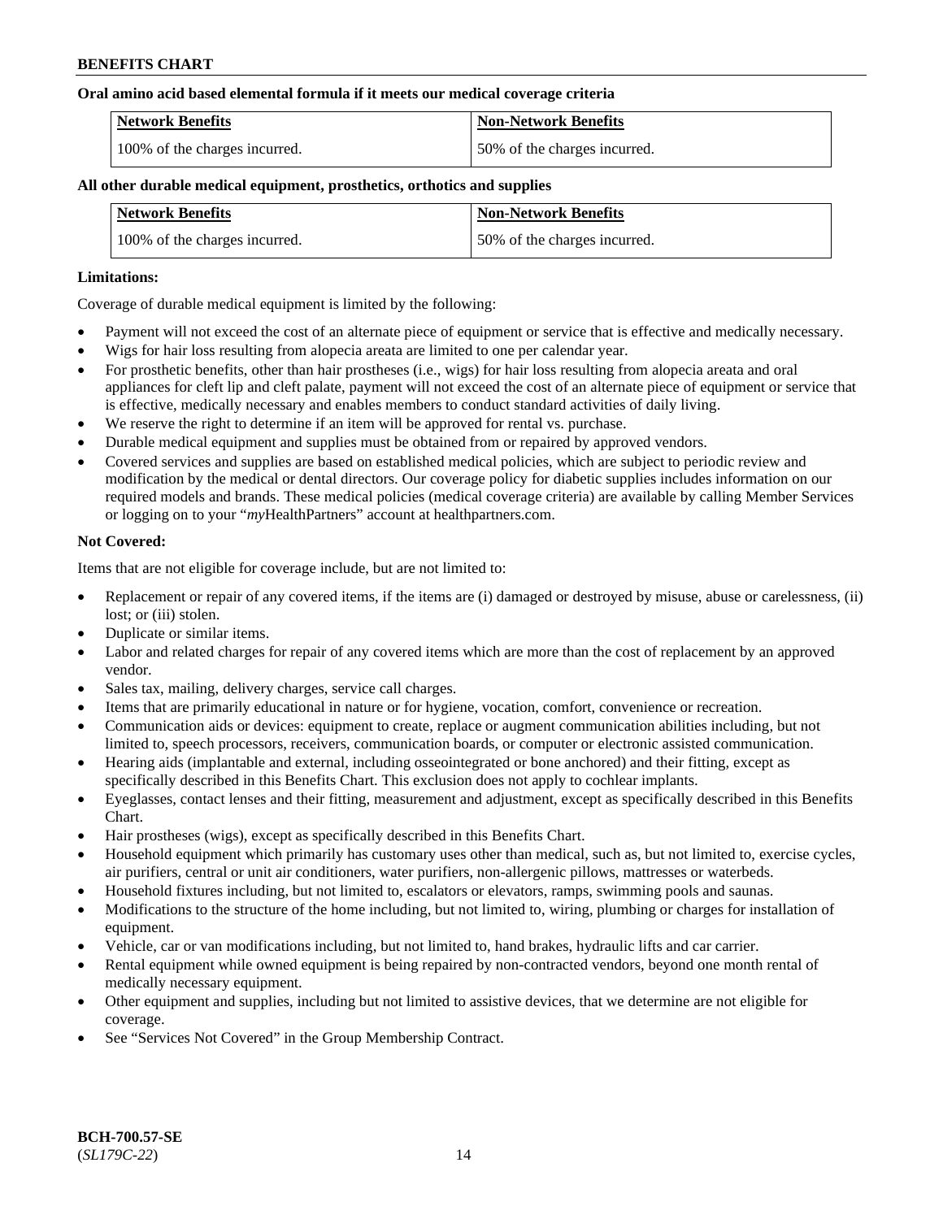**Oral amino acid based elemental formula if it meets our medical coverage criteria**

| Network Benefits | Non-Network Benefits |
|---|---|
| 100% of the charges incurred. | 50% of the charges incurred. |

**All other durable medical equipment, prosthetics, orthotics and supplies**

| Network Benefits | Non-Network Benefits |
|---|---|
| 100% of the charges incurred. | 50% of the charges incurred. |

**Limitations:**

Coverage of durable medical equipment is limited by the following:

- Payment will not exceed the cost of an alternate piece of equipment or service that is effective and medically necessary.
- Wigs for hair loss resulting from alopecia areata are limited to one per calendar year.
- For prosthetic benefits, other than hair prostheses (i.e., wigs) for hair loss resulting from alopecia areata and oral appliances for cleft lip and cleft palate, payment will not exceed the cost of an alternate piece of equipment or service that is effective, medically necessary and enables members to conduct standard activities of daily living.
- We reserve the right to determine if an item will be approved for rental vs. purchase.
- Durable medical equipment and supplies must be obtained from or repaired by approved vendors.
- Covered services and supplies are based on established medical policies, which are subject to periodic review and modification by the medical or dental directors. Our coverage policy for diabetic supplies includes information on our required models and brands. These medical policies (medical coverage criteria) are available by calling Member Services or logging on to your "*my*HealthPartners" account at healthpartners.com.

**Not Covered:**

Items that are not eligible for coverage include, but are not limited to:

- Replacement or repair of any covered items, if the items are (i) damaged or destroyed by misuse, abuse or carelessness, (ii) lost; or (iii) stolen.
- Duplicate or similar items.
- Labor and related charges for repair of any covered items which are more than the cost of replacement by an approved vendor.
- Sales tax, mailing, delivery charges, service call charges.
- Items that are primarily educational in nature or for hygiene, vocation, comfort, convenience or recreation.
- Communication aids or devices: equipment to create, replace or augment communication abilities including, but not limited to, speech processors, receivers, communication boards, or computer or electronic assisted communication.
- Hearing aids (implantable and external, including osseointegrated or bone anchored) and their fitting, except as specifically described in this Benefits Chart. This exclusion does not apply to cochlear implants.
- Eyeglasses, contact lenses and their fitting, measurement and adjustment, except as specifically described in this Benefits Chart.
- Hair prostheses (wigs), except as specifically described in this Benefits Chart.
- Household equipment which primarily has customary uses other than medical, such as, but not limited to, exercise cycles, air purifiers, central or unit air conditioners, water purifiers, non-allergenic pillows, mattresses or waterbeds.
- Household fixtures including, but not limited to, escalators or elevators, ramps, swimming pools and saunas.
- Modifications to the structure of the home including, but not limited to, wiring, plumbing or charges for installation of equipment.
- Vehicle, car or van modifications including, but not limited to, hand brakes, hydraulic lifts and car carrier.
- Rental equipment while owned equipment is being repaired by non-contracted vendors, beyond one month rental of medically necessary equipment.
- Other equipment and supplies, including but not limited to assistive devices, that we determine are not eligible for coverage.
- See "Services Not Covered" in the Group Membership Contract.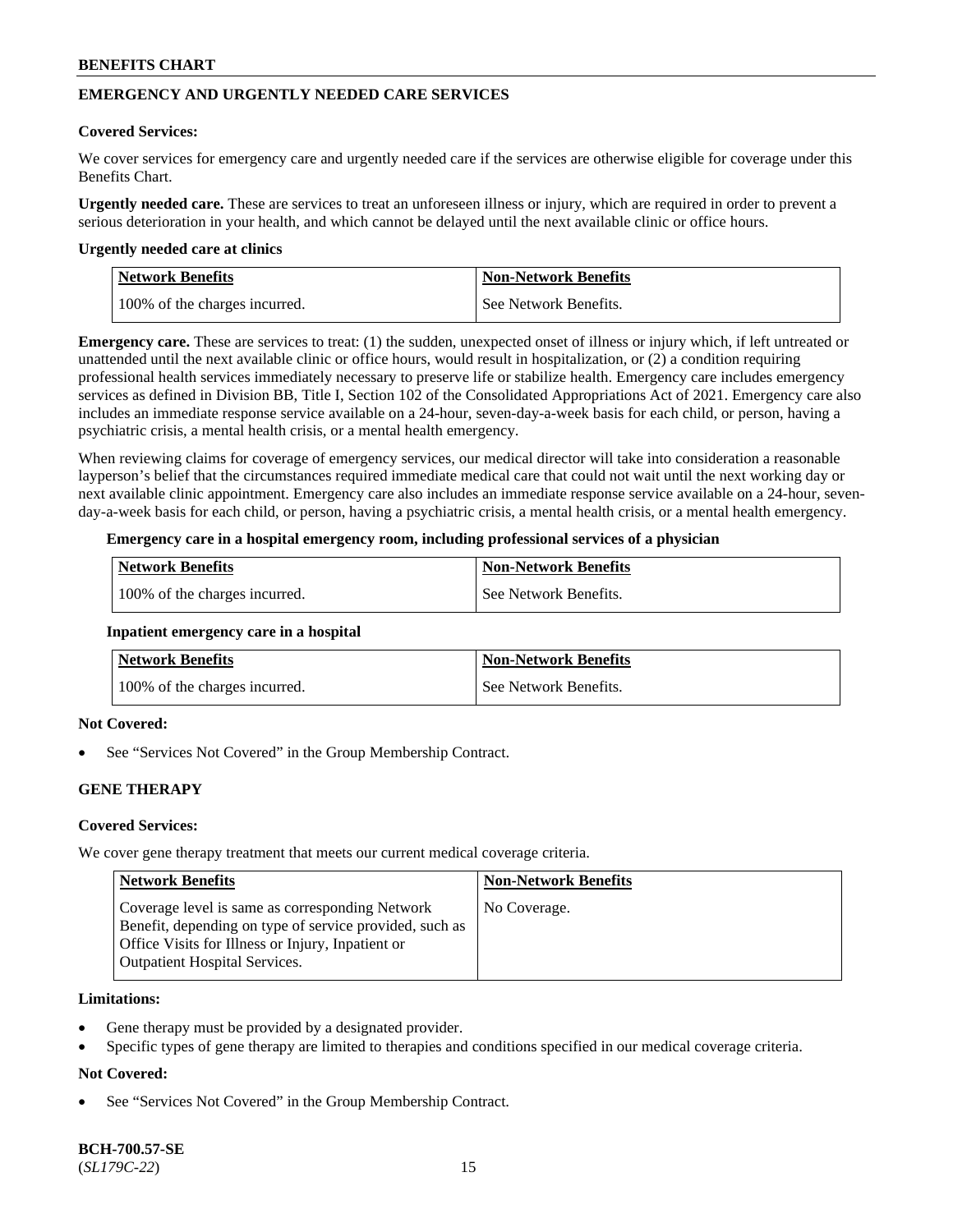## EMERGENCY AND URGENTLY NEEDED CARE SERVICES

**Covered Services:**

We cover services for emergency care and urgently needed care if the services are otherwise eligible for coverage under this Benefits Chart.

**Urgently needed care.** These are services to treat an unforeseen illness or injury, which are required in order to prevent a serious deterioration in your health, and which cannot be delayed until the next available clinic or office hours.

**Urgently needed care at clinics**

| Network Benefits | Non-Network Benefits |
|---|---|
| 100% of the charges incurred. | See Network Benefits. |

**Emergency care.** These are services to treat: (1) the sudden, unexpected onset of illness or injury which, if left untreated or unattended until the next available clinic or office hours, would result in hospitalization, or (2) a condition requiring professional health services immediately necessary to preserve life or stabilize health. Emergency care includes emergency services as defined in Division BB, Title I, Section 102 of the Consolidated Appropriations Act of 2021. Emergency care also includes an immediate response service available on a 24-hour, seven-day-a-week basis for each child, or person, having a psychiatric crisis, a mental health crisis, or a mental health emergency.

When reviewing claims for coverage of emergency services, our medical director will take into consideration a reasonable layperson's belief that the circumstances required immediate medical care that could not wait until the next working day or next available clinic appointment. Emergency care also includes an immediate response service available on a 24-hour, seven-day-a-week basis for each child, or person, having a psychiatric crisis, a mental health crisis, or a mental health emergency.

**Emergency care in a hospital emergency room, including professional services of a physician**

| Network Benefits | Non-Network Benefits |
|---|---|
| 100% of the charges incurred. | See Network Benefits. |

**Inpatient emergency care in a hospital**

| Network Benefits | Non-Network Benefits |
|---|---|
| 100% of the charges incurred. | See Network Benefits. |

**Not Covered:**

- See "Services Not Covered" in the Group Membership Contract.

## GENE THERAPY

**Covered Services:**

We cover gene therapy treatment that meets our current medical coverage criteria.

| Network Benefits | Non-Network Benefits |
|---|---|
| Coverage level is same as corresponding Network Benefit, depending on type of service provided, such as Office Visits for Illness or Injury, Inpatient or Outpatient Hospital Services. | No Coverage. |

**Limitations:**

- Gene therapy must be provided by a designated provider.
- Specific types of gene therapy are limited to therapies and conditions specified in our medical coverage criteria.

**Not Covered:**

- See "Services Not Covered" in the Group Membership Contract.

**BCH-700.57-SE**
(*SL179C-22*)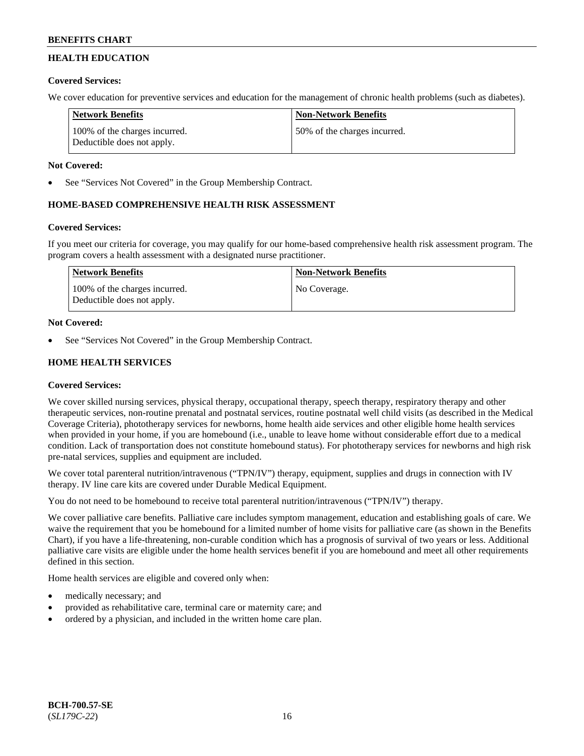## HEALTH EDUCATION

**Covered Services:**

We cover education for preventive services and education for the management of chronic health problems (such as diabetes).

| Network Benefits | Non-Network Benefits |
|---|---|
| 100% of the charges incurred. Deductible does not apply. | 50% of the charges incurred. |

**Not Covered:**

- See "Services Not Covered" in the Group Membership Contract.

## HOME-BASED COMPREHENSIVE HEALTH RISK ASSESSMENT

**Covered Services:**

If you meet our criteria for coverage, you may qualify for our home-based comprehensive health risk assessment program. The program covers a health assessment with a designated nurse practitioner.

| Network Benefits | Non-Network Benefits |
|---|---|
| 100% of the charges incurred. Deductible does not apply. | No Coverage. |

**Not Covered:**

- See "Services Not Covered" in the Group Membership Contract.

## HOME HEALTH SERVICES

**Covered Services:**

We cover skilled nursing services, physical therapy, occupational therapy, speech therapy, respiratory therapy and other therapeutic services, non-routine prenatal and postnatal services, routine postnatal well child visits (as described in the Medical Coverage Criteria), phototherapy services for newborns, home health aide services and other eligible home health services when provided in your home, if you are homebound (i.e., unable to leave home without considerable effort due to a medical condition. Lack of transportation does not constitute homebound status). For phototherapy services for newborns and high risk pre-natal services, supplies and equipment are included.

We cover total parenteral nutrition/intravenous ("TPN/IV") therapy, equipment, supplies and drugs in connection with IV therapy. IV line care kits are covered under Durable Medical Equipment.

You do not need to be homebound to receive total parenteral nutrition/intravenous ("TPN/IV") therapy.

We cover palliative care benefits. Palliative care includes symptom management, education and establishing goals of care. We waive the requirement that you be homebound for a limited number of home visits for palliative care (as shown in the Benefits Chart), if you have a life-threatening, non-curable condition which has a prognosis of survival of two years or less. Additional palliative care visits are eligible under the home health services benefit if you are homebound and meet all other requirements defined in this section.

Home health services are eligible and covered only when:

- medically necessary; and
- provided as rehabilitative care, terminal care or maternity care; and
- ordered by a physician, and included in the written home care plan.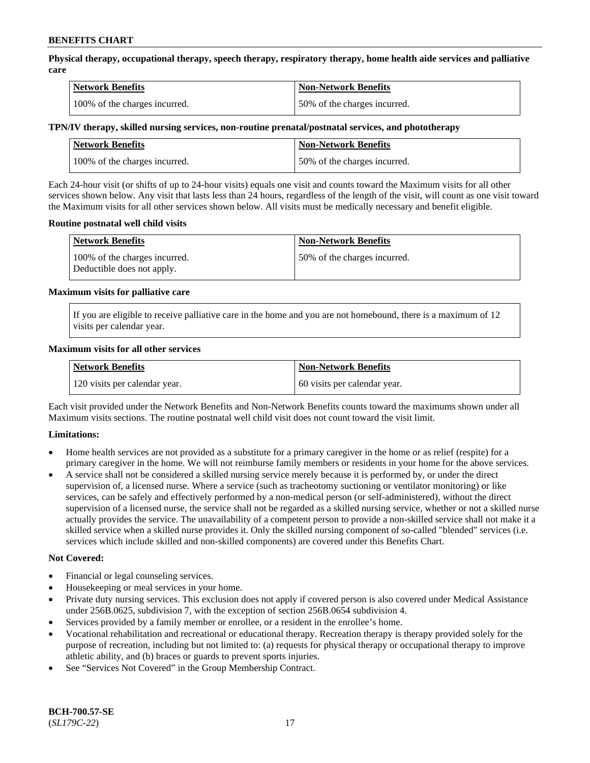**Physical therapy, occupational therapy, speech therapy, respiratory therapy, home health aide services and palliative care**

| Network Benefits | Non-Network Benefits |
| --- | --- |
| 100% of the charges incurred. | 50% of the charges incurred. |

**TPN/IV therapy, skilled nursing services, non-routine prenatal/postnatal services, and phototherapy**

| Network Benefits | Non-Network Benefits |
| --- | --- |
| 100% of the charges incurred. | 50% of the charges incurred. |

Each 24-hour visit (or shifts of up to 24-hour visits) equals one visit and counts toward the Maximum visits for all other services shown below. Any visit that lasts less than 24 hours, regardless of the length of the visit, will count as one visit toward the Maximum visits for all other services shown below. All visits must be medically necessary and benefit eligible.

**Routine postnatal well child visits**

| Network Benefits | Non-Network Benefits |
| --- | --- |
| 100% of the charges incurred. Deductible does not apply. | 50% of the charges incurred. |

**Maximum visits for palliative care**

If you are eligible to receive palliative care in the home and you are not homebound, there is a maximum of 12 visits per calendar year.

**Maximum visits for all other services**

| Network Benefits | Non-Network Benefits |
| --- | --- |
| 120 visits per calendar year. | 60 visits per calendar year. |

Each visit provided under the Network Benefits and Non-Network Benefits counts toward the maximums shown under all Maximum visits sections. The routine postnatal well child visit does not count toward the visit limit.

**Limitations:**

- Home health services are not provided as a substitute for a primary caregiver in the home or as relief (respite) for a primary caregiver in the home. We will not reimburse family members or residents in your home for the above services.
- A service shall not be considered a skilled nursing service merely because it is performed by, or under the direct supervision of, a licensed nurse. Where a service (such as tracheotomy suctioning or ventilator monitoring) or like services, can be safely and effectively performed by a non-medical person (or self-administered), without the direct supervision of a licensed nurse, the service shall not be regarded as a skilled nursing service, whether or not a skilled nurse actually provides the service. The unavailability of a competent person to provide a non-skilled service shall not make it a skilled service when a skilled nurse provides it. Only the skilled nursing component of so-called "blended" services (i.e. services which include skilled and non-skilled components) are covered under this Benefits Chart.

**Not Covered:**

- Financial or legal counseling services.
- Housekeeping or meal services in your home.
- Private duty nursing services. This exclusion does not apply if covered person is also covered under Medical Assistance under 256B.0625, subdivision 7, with the exception of section 256B.0654 subdivision 4.
- Services provided by a family member or enrollee, or a resident in the enrollee's home.
- Vocational rehabilitation and recreational or educational therapy. Recreation therapy is therapy provided solely for the purpose of recreation, including but not limited to: (a) requests for physical therapy or occupational therapy to improve athletic ability, and (b) braces or guards to prevent sports injuries.
- See "Services Not Covered" in the Group Membership Contract.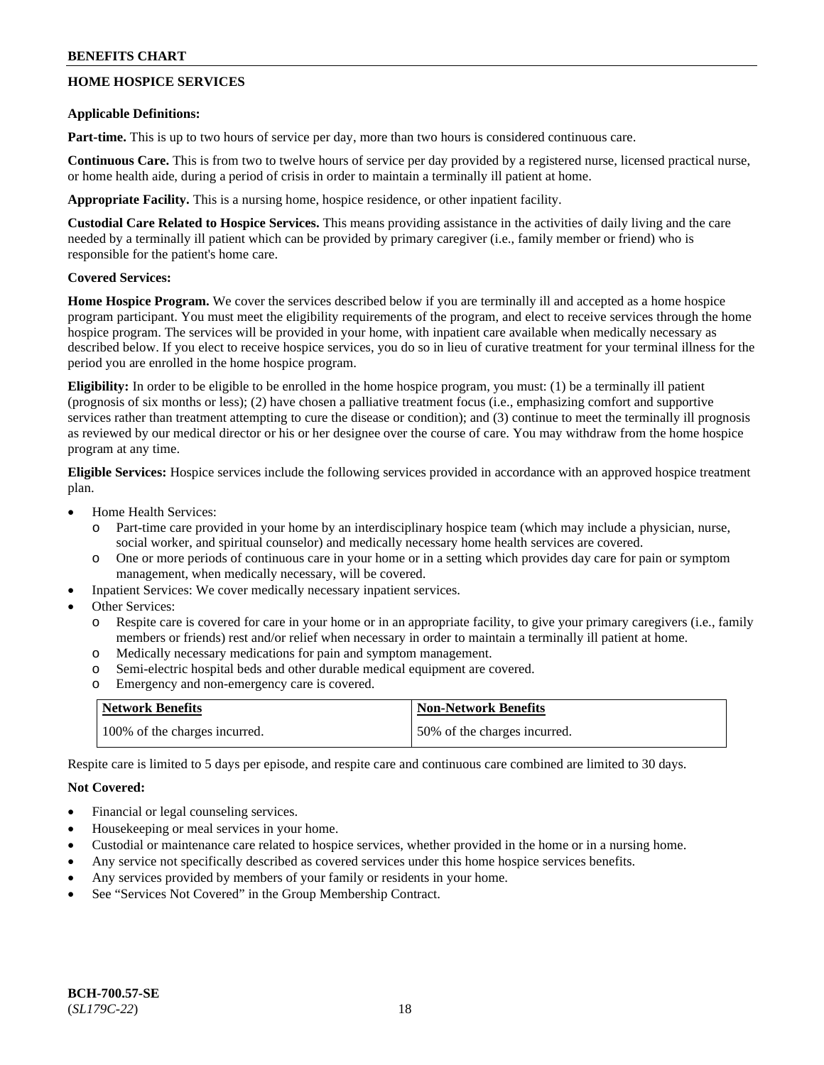## HOME HOSPICE SERVICES

**Applicable Definitions:**

**Part-time.** This is up to two hours of service per day, more than two hours is considered continuous care.

**Continuous Care.** This is from two to twelve hours of service per day provided by a registered nurse, licensed practical nurse, or home health aide, during a period of crisis in order to maintain a terminally ill patient at home.

**Appropriate Facility.** This is a nursing home, hospice residence, or other inpatient facility.

**Custodial Care Related to Hospice Services.** This means providing assistance in the activities of daily living and the care needed by a terminally ill patient which can be provided by primary caregiver (i.e., family member or friend) who is responsible for the patient's home care.

**Covered Services:**

**Home Hospice Program.** We cover the services described below if you are terminally ill and accepted as a home hospice program participant. You must meet the eligibility requirements of the program, and elect to receive services through the home hospice program. The services will be provided in your home, with inpatient care available when medically necessary as described below. If you elect to receive hospice services, you do so in lieu of curative treatment for your terminal illness for the period you are enrolled in the home hospice program.

**Eligibility:** In order to be eligible to be enrolled in the home hospice program, you must: (1) be a terminally ill patient (prognosis of six months or less); (2) have chosen a palliative treatment focus (i.e., emphasizing comfort and supportive services rather than treatment attempting to cure the disease or condition); and (3) continue to meet the terminally ill prognosis as reviewed by our medical director or his or her designee over the course of care. You may withdraw from the home hospice program at any time.

**Eligible Services:** Hospice services include the following services provided in accordance with an approved hospice treatment plan.

- Home Health Services:
  - Part-time care provided in your home by an interdisciplinary hospice team (which may include a physician, nurse, social worker, and spiritual counselor) and medically necessary home health services are covered.
  - One or more periods of continuous care in your home or in a setting which provides day care for pain or symptom management, when medically necessary, will be covered.
- Inpatient Services: We cover medically necessary inpatient services.
- Other Services:
  - Respite care is covered for care in your home or in an appropriate facility, to give your primary caregivers (i.e., family members or friends) rest and/or relief when necessary in order to maintain a terminally ill patient at home.
  - Medically necessary medications for pain and symptom management.
  - Semi-electric hospital beds and other durable medical equipment are covered.
  - Emergency and non-emergency care is covered.

| Network Benefits | Non-Network Benefits |
|---|---|
| 100% of the charges incurred. | 50% of the charges incurred. |

Respite care is limited to 5 days per episode, and respite care and continuous care combined are limited to 30 days.

**Not Covered:**

- Financial or legal counseling services.
- Housekeeping or meal services in your home.
- Custodial or maintenance care related to hospice services, whether provided in the home or in a nursing home.
- Any service not specifically described as covered services under this home hospice services benefits.
- Any services provided by members of your family or residents in your home.
- See "Services Not Covered" in the Group Membership Contract.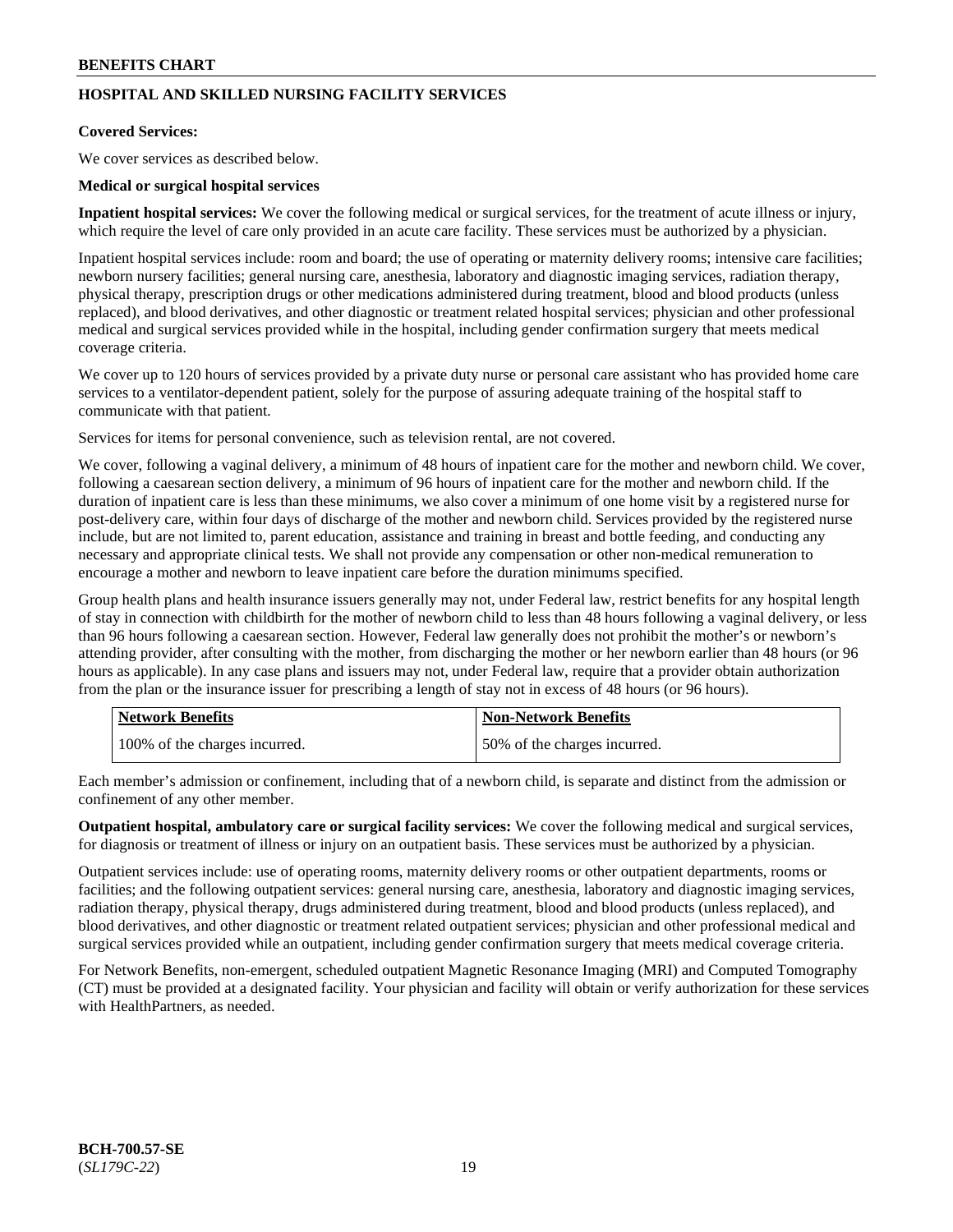## HOSPITAL AND SKILLED NURSING FACILITY SERVICES

**Covered Services:**

We cover services as described below.

**Medical or surgical hospital services**

**Inpatient hospital services:** We cover the following medical or surgical services, for the treatment of acute illness or injury, which require the level of care only provided in an acute care facility. These services must be authorized by a physician.

Inpatient hospital services include: room and board; the use of operating or maternity delivery rooms; intensive care facilities; newborn nursery facilities; general nursing care, anesthesia, laboratory and diagnostic imaging services, radiation therapy, physical therapy, prescription drugs or other medications administered during treatment, blood and blood products (unless replaced), and blood derivatives, and other diagnostic or treatment related hospital services; physician and other professional medical and surgical services provided while in the hospital, including gender confirmation surgery that meets medical coverage criteria.

We cover up to 120 hours of services provided by a private duty nurse or personal care assistant who has provided home care services to a ventilator-dependent patient, solely for the purpose of assuring adequate training of the hospital staff to communicate with that patient.

Services for items for personal convenience, such as television rental, are not covered.

We cover, following a vaginal delivery, a minimum of 48 hours of inpatient care for the mother and newborn child. We cover, following a caesarean section delivery, a minimum of 96 hours of inpatient care for the mother and newborn child. If the duration of inpatient care is less than these minimums, we also cover a minimum of one home visit by a registered nurse for post-delivery care, within four days of discharge of the mother and newborn child. Services provided by the registered nurse include, but are not limited to, parent education, assistance and training in breast and bottle feeding, and conducting any necessary and appropriate clinical tests. We shall not provide any compensation or other non-medical remuneration to encourage a mother and newborn to leave inpatient care before the duration minimums specified.

Group health plans and health insurance issuers generally may not, under Federal law, restrict benefits for any hospital length of stay in connection with childbirth for the mother of newborn child to less than 48 hours following a vaginal delivery, or less than 96 hours following a caesarean section. However, Federal law generally does not prohibit the mother's or newborn's attending provider, after consulting with the mother, from discharging the mother or her newborn earlier than 48 hours (or 96 hours as applicable). In any case plans and issuers may not, under Federal law, require that a provider obtain authorization from the plan or the insurance issuer for prescribing a length of stay not in excess of 48 hours (or 96 hours).

| Network Benefits | Non-Network Benefits |
|---|---|
| 100% of the charges incurred. | 50% of the charges incurred. |

Each member's admission or confinement, including that of a newborn child, is separate and distinct from the admission or confinement of any other member.

**Outpatient hospital, ambulatory care or surgical facility services:** We cover the following medical and surgical services, for diagnosis or treatment of illness or injury on an outpatient basis. These services must be authorized by a physician.

Outpatient services include: use of operating rooms, maternity delivery rooms or other outpatient departments, rooms or facilities; and the following outpatient services: general nursing care, anesthesia, laboratory and diagnostic imaging services, radiation therapy, physical therapy, drugs administered during treatment, blood and blood products (unless replaced), and blood derivatives, and other diagnostic or treatment related outpatient services; physician and other professional medical and surgical services provided while an outpatient, including gender confirmation surgery that meets medical coverage criteria.

For Network Benefits, non-emergent, scheduled outpatient Magnetic Resonance Imaging (MRI) and Computed Tomography (CT) must be provided at a designated facility. Your physician and facility will obtain or verify authorization for these services with HealthPartners, as needed.

**BCH-700.57-SE**
(*SL179C-22*)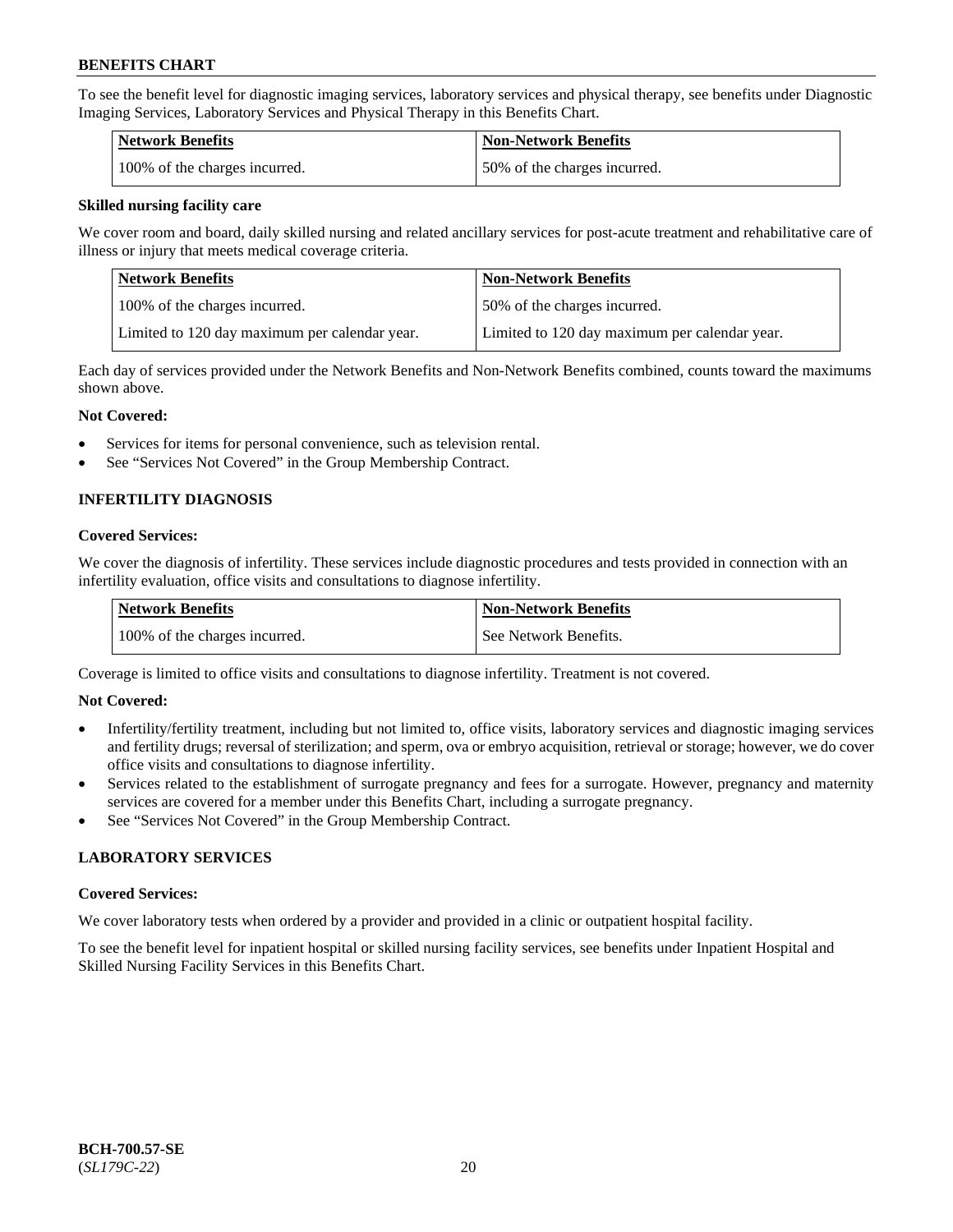To see the benefit level for diagnostic imaging services, laboratory services and physical therapy, see benefits under Diagnostic Imaging Services, Laboratory Services and Physical Therapy in this Benefits Chart.

| Network Benefits | Non-Network Benefits |
| --- | --- |
| 100% of the charges incurred. | 50% of the charges incurred. |

**Skilled nursing facility care**

We cover room and board, daily skilled nursing and related ancillary services for post-acute treatment and rehabilitative care of illness or injury that meets medical coverage criteria.

| Network Benefits | Non-Network Benefits |
| --- | --- |
| 100% of the charges incurred. | 50% of the charges incurred. |
| Limited to 120 day maximum per calendar year. | Limited to 120 day maximum per calendar year. |

Each day of services provided under the Network Benefits and Non-Network Benefits combined, counts toward the maximums shown above.

**Not Covered:**

- Services for items for personal convenience, such as television rental.
- See "Services Not Covered" in the Group Membership Contract.

## INFERTILITY DIAGNOSIS

**Covered Services:**

We cover the diagnosis of infertility. These services include diagnostic procedures and tests provided in connection with an infertility evaluation, office visits and consultations to diagnose infertility.

| Network Benefits | Non-Network Benefits |
| --- | --- |
| 100% of the charges incurred. | See Network Benefits. |

Coverage is limited to office visits and consultations to diagnose infertility. Treatment is not covered.

**Not Covered:**

- Infertility/fertility treatment, including but not limited to, office visits, laboratory services and diagnostic imaging services and fertility drugs; reversal of sterilization; and sperm, ova or embryo acquisition, retrieval or storage; however, we do cover office visits and consultations to diagnose infertility.
- Services related to the establishment of surrogate pregnancy and fees for a surrogate. However, pregnancy and maternity services are covered for a member under this Benefits Chart, including a surrogate pregnancy.
- See "Services Not Covered" in the Group Membership Contract.

## LABORATORY SERVICES

**Covered Services:**

We cover laboratory tests when ordered by a provider and provided in a clinic or outpatient hospital facility.

To see the benefit level for inpatient hospital or skilled nursing facility services, see benefits under Inpatient Hospital and Skilled Nursing Facility Services in this Benefits Chart.

**BCH-700.57-SE**
(*SL179C-22*)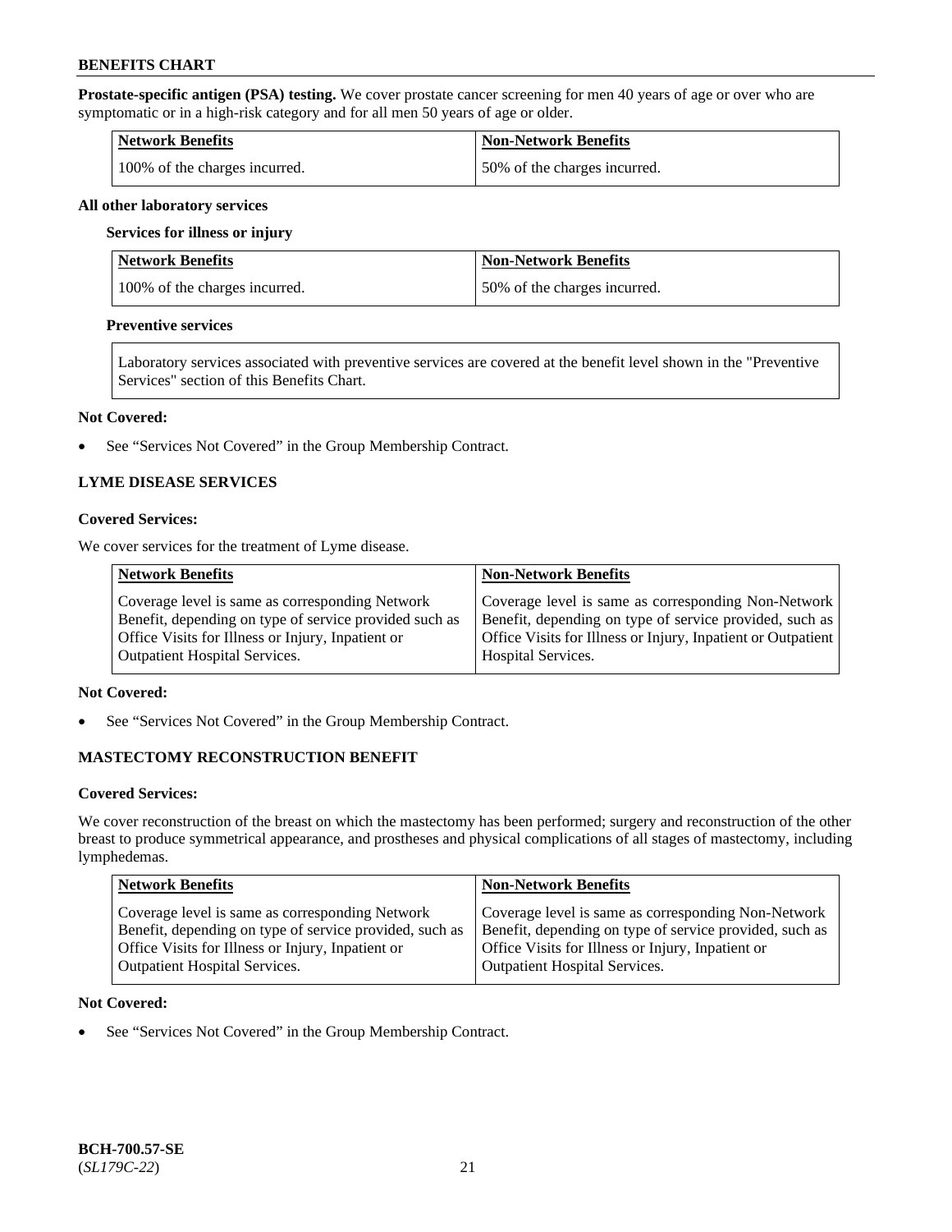**Prostate-specific antigen (PSA) testing.** We cover prostate cancer screening for men 40 years of age or over who are symptomatic or in a high-risk category and for all men 50 years of age or older.

| Network Benefits | Non-Network Benefits |
|---|---|
| 100% of the charges incurred. | 50% of the charges incurred. |

**All other laboratory services**

**Services for illness or injury**

| Network Benefits | Non-Network Benefits |
|---|---|
| 100% of the charges incurred. | 50% of the charges incurred. |

**Preventive services**

| Laboratory services associated with preventive services are covered at the benefit level shown in the "Preventive Services" section of this Benefits Chart. |
|---|

**Not Covered:**

- See "Services Not Covered" in the Group Membership Contract.

### LYME DISEASE SERVICES

**Covered Services:**

We cover services for the treatment of Lyme disease.

| Network Benefits | Non-Network Benefits |
|---|---|
| Coverage level is same as corresponding Network Benefit, depending on type of service provided such as Office Visits for Illness or Injury, Inpatient or Outpatient Hospital Services. | Coverage level is same as corresponding Non-Network Benefit, depending on type of service provided, such as Office Visits for Illness or Injury, Inpatient or Outpatient Hospital Services. |

**Not Covered:**

- See "Services Not Covered" in the Group Membership Contract.

### MASTECTOMY RECONSTRUCTION BENEFIT

**Covered Services:**

We cover reconstruction of the breast on which the mastectomy has been performed; surgery and reconstruction of the other breast to produce symmetrical appearance, and prostheses and physical complications of all stages of mastectomy, including lymphedemas.

| Network Benefits | Non-Network Benefits |
|---|---|
| Coverage level is same as corresponding Network Benefit, depending on type of service provided, such as Office Visits for Illness or Injury, Inpatient or Outpatient Hospital Services. | Coverage level is same as corresponding Non-Network Benefit, depending on type of service provided, such as Office Visits for Illness or Injury, Inpatient or Outpatient Hospital Services. |

**Not Covered:**

- See "Services Not Covered" in the Group Membership Contract.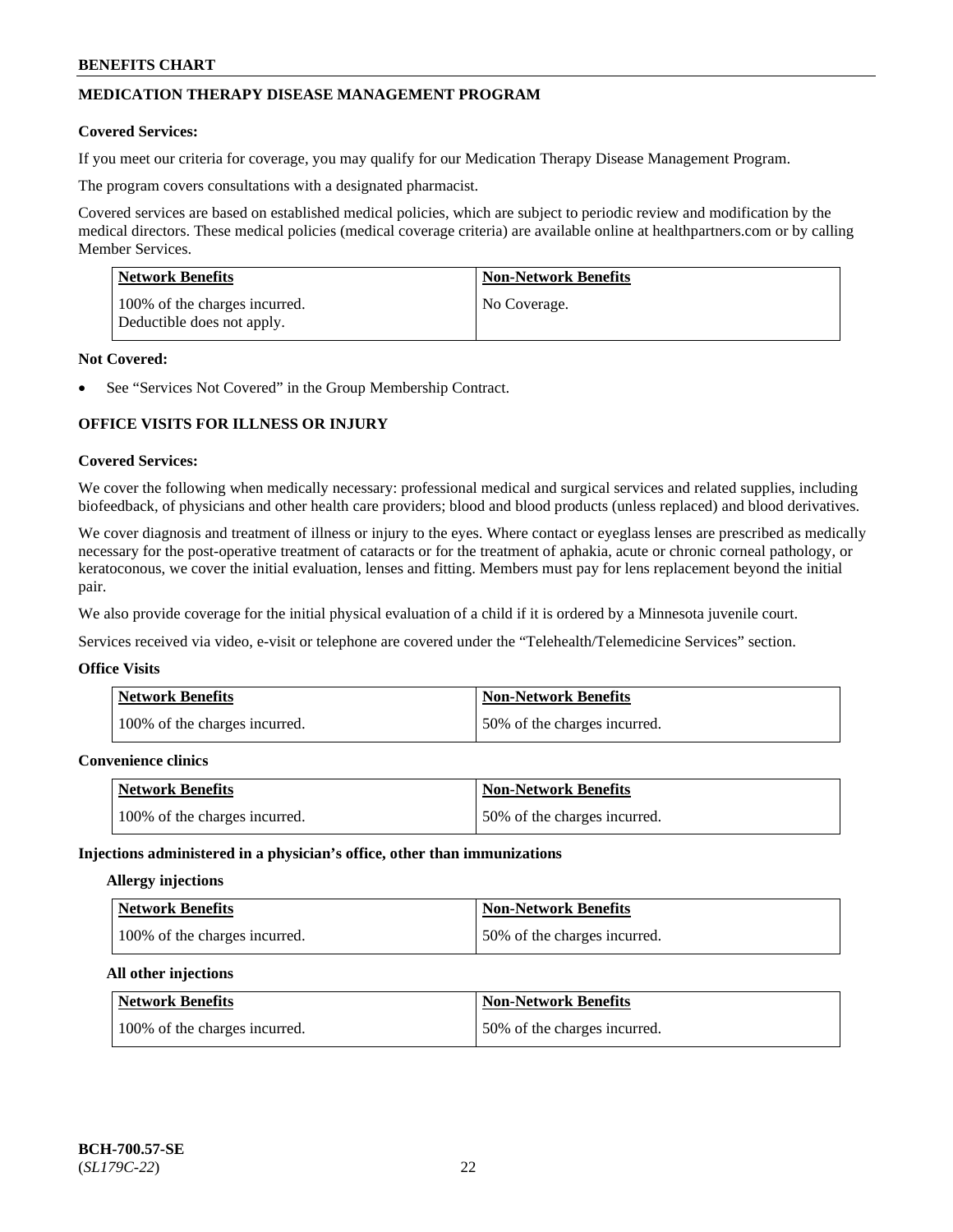## MEDICATION THERAPY DISEASE MANAGEMENT PROGRAM

**Covered Services:**

If you meet our criteria for coverage, you may qualify for our Medication Therapy Disease Management Program.

The program covers consultations with a designated pharmacist.

Covered services are based on established medical policies, which are subject to periodic review and modification by the medical directors. These medical policies (medical coverage criteria) are available online at healthpartners.com or by calling Member Services.

| Network Benefits | Non-Network Benefits |
|---|---|
| 100% of the charges incurred. Deductible does not apply. | No Coverage. |

**Not Covered:**

- See "Services Not Covered" in the Group Membership Contract.

## OFFICE VISITS FOR ILLNESS OR INJURY

**Covered Services:**

We cover the following when medically necessary: professional medical and surgical services and related supplies, including biofeedback, of physicians and other health care providers; blood and blood products (unless replaced) and blood derivatives.

We cover diagnosis and treatment of illness or injury to the eyes. Where contact or eyeglass lenses are prescribed as medically necessary for the post-operative treatment of cataracts or for the treatment of aphakia, acute or chronic corneal pathology, or keratoconous, we cover the initial evaluation, lenses and fitting. Members must pay for lens replacement beyond the initial pair.

We also provide coverage for the initial physical evaluation of a child if it is ordered by a Minnesota juvenile court.

Services received via video, e-visit or telephone are covered under the "Telehealth/Telemedicine Services" section.

**Office Visits**

| Network Benefits | Non-Network Benefits |
|---|---|
| 100% of the charges incurred. | 50% of the charges incurred. |

**Convenience clinics**

| Network Benefits | Non-Network Benefits |
|---|---|
| 100% of the charges incurred. | 50% of the charges incurred. |

**Injections administered in a physician's office, other than immunizations**

**Allergy injections**

| Network Benefits | Non-Network Benefits |
|---|---|
| 100% of the charges incurred. | 50% of the charges incurred. |

**All other injections**

| Network Benefits | Non-Network Benefits |
|---|---|
| 100% of the charges incurred. | 50% of the charges incurred. |

**BCH-700.57-SE**
(*SL179C-22*)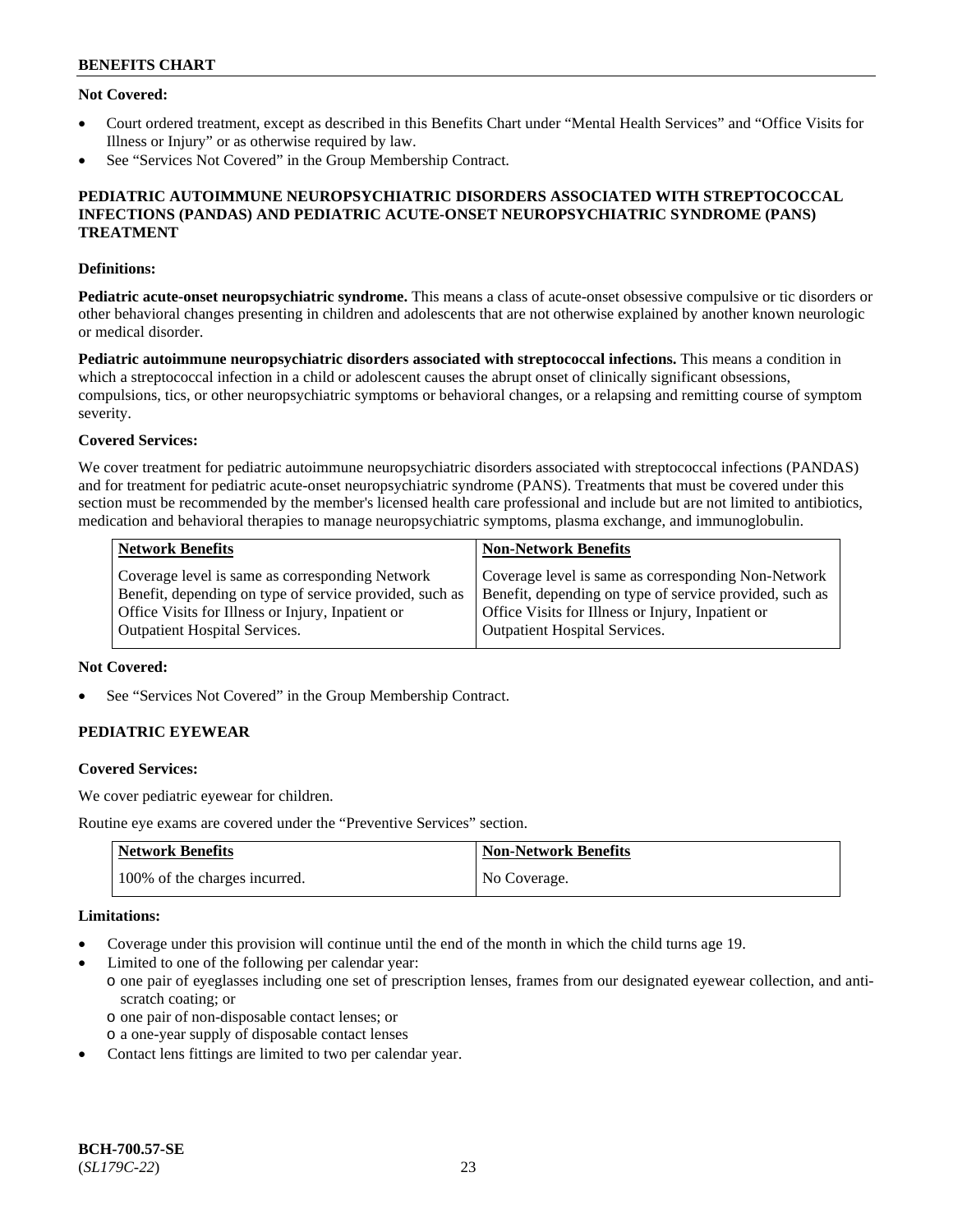**Not Covered:**

- Court ordered treatment, except as described in this Benefits Chart under "Mental Health Services" and "Office Visits for Illness or Injury" or as otherwise required by law.
- See "Services Not Covered" in the Group Membership Contract.

## PEDIATRIC AUTOIMMUNE NEUROPSYCHIATRIC DISORDERS ASSOCIATED WITH STREPTOCOCCAL INFECTIONS (PANDAS) AND PEDIATRIC ACUTE-ONSET NEUROPSYCHIATRIC SYNDROME (PANS) TREATMENT

**Definitions:**

**Pediatric acute-onset neuropsychiatric syndrome.** This means a class of acute-onset obsessive compulsive or tic disorders or other behavioral changes presenting in children and adolescents that are not otherwise explained by another known neurologic or medical disorder.

**Pediatric autoimmune neuropsychiatric disorders associated with streptococcal infections.** This means a condition in which a streptococcal infection in a child or adolescent causes the abrupt onset of clinically significant obsessions, compulsions, tics, or other neuropsychiatric symptoms or behavioral changes, or a relapsing and remitting course of symptom severity.

**Covered Services:**

We cover treatment for pediatric autoimmune neuropsychiatric disorders associated with streptococcal infections (PANDAS) and for treatment for pediatric acute-onset neuropsychiatric syndrome (PANS). Treatments that must be covered under this section must be recommended by the member's licensed health care professional and include but are not limited to antibiotics, medication and behavioral therapies to manage neuropsychiatric symptoms, plasma exchange, and immunoglobulin.

| Network Benefits | Non-Network Benefits |
| --- | --- |
| Coverage level is same as corresponding Network Benefit, depending on type of service provided, such as Office Visits for Illness or Injury, Inpatient or Outpatient Hospital Services. | Coverage level is same as corresponding Non-Network Benefit, depending on type of service provided, such as Office Visits for Illness or Injury, Inpatient or Outpatient Hospital Services. |

**Not Covered:**

- See "Services Not Covered" in the Group Membership Contract.

## PEDIATRIC EYEWEAR

**Covered Services:**

We cover pediatric eyewear for children.

Routine eye exams are covered under the "Preventive Services" section.

| Network Benefits | Non-Network Benefits |
| --- | --- |
| 100% of the charges incurred. | No Coverage. |

**Limitations:**

- Coverage under this provision will continue until the end of the month in which the child turns age 19.
- Limited to one of the following per calendar year:
  - one pair of eyeglasses including one set of prescription lenses, frames from our designated eyewear collection, and anti-scratch coating; or
  - one pair of non-disposable contact lenses; or
  - a one-year supply of disposable contact lenses
- Contact lens fittings are limited to two per calendar year.

BCH-700.57-SE
(*SL179C-22*)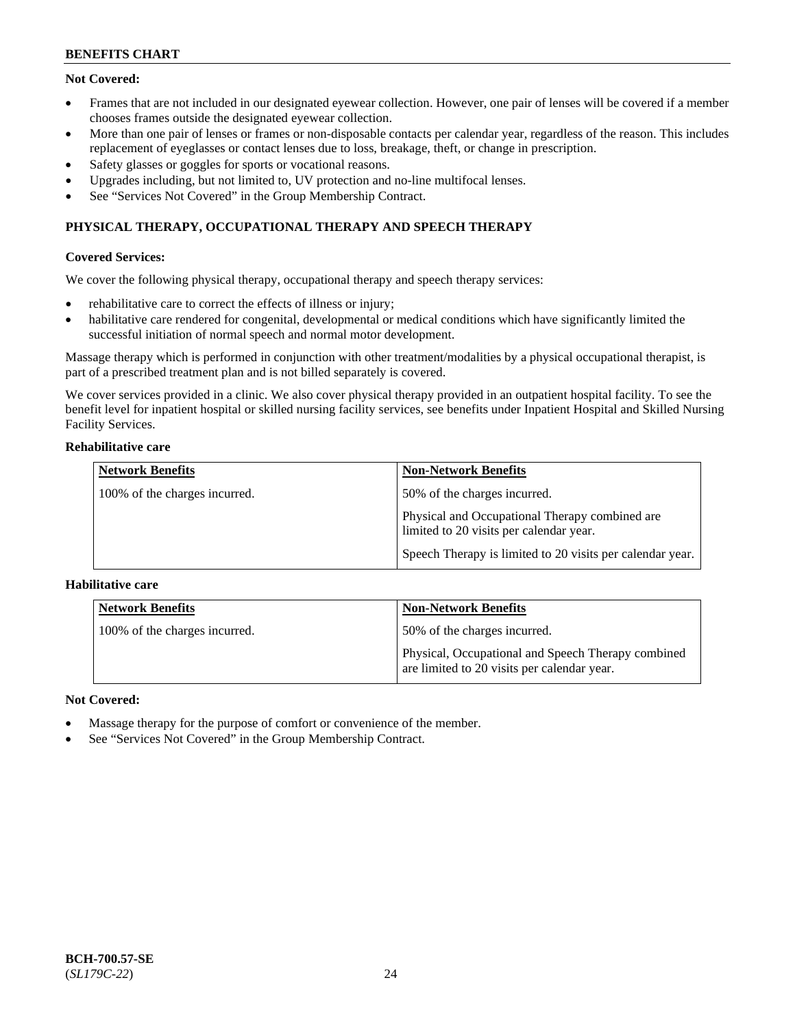**Not Covered:**

- Frames that are not included in our designated eyewear collection. However, one pair of lenses will be covered if a member chooses frames outside the designated eyewear collection.
- More than one pair of lenses or frames or non-disposable contacts per calendar year, regardless of the reason. This includes replacement of eyeglasses or contact lenses due to loss, breakage, theft, or change in prescription.
- Safety glasses or goggles for sports or vocational reasons.
- Upgrades including, but not limited to, UV protection and no-line multifocal lenses.
- See "Services Not Covered" in the Group Membership Contract.

## PHYSICAL THERAPY, OCCUPATIONAL THERAPY AND SPEECH THERAPY

**Covered Services:**

We cover the following physical therapy, occupational therapy and speech therapy services:

- rehabilitative care to correct the effects of illness or injury;
- habilitative care rendered for congenital, developmental or medical conditions which have significantly limited the successful initiation of normal speech and normal motor development.

Massage therapy which is performed in conjunction with other treatment/modalities by a physical occupational therapist, is part of a prescribed treatment plan and is not billed separately is covered.

We cover services provided in a clinic. We also cover physical therapy provided in an outpatient hospital facility. To see the benefit level for inpatient hospital or skilled nursing facility services, see benefits under Inpatient Hospital and Skilled Nursing Facility Services.

**Rehabilitative care**

| Network Benefits | Non-Network Benefits |
|---|---|
| 100% of the charges incurred. | 50% of the charges incurred.<br><br>Physical and Occupational Therapy combined are limited to 20 visits per calendar year.<br><br>Speech Therapy is limited to 20 visits per calendar year. |

**Habilitative care**

| Network Benefits | Non-Network Benefits |
|---|---|
| 100% of the charges incurred. | 50% of the charges incurred.<br><br>Physical, Occupational and Speech Therapy combined are limited to 20 visits per calendar year. |

**Not Covered:**

- Massage therapy for the purpose of comfort or convenience of the member.
- See "Services Not Covered" in the Group Membership Contract.

BCH-700.57-SE
(*SL179C-22*)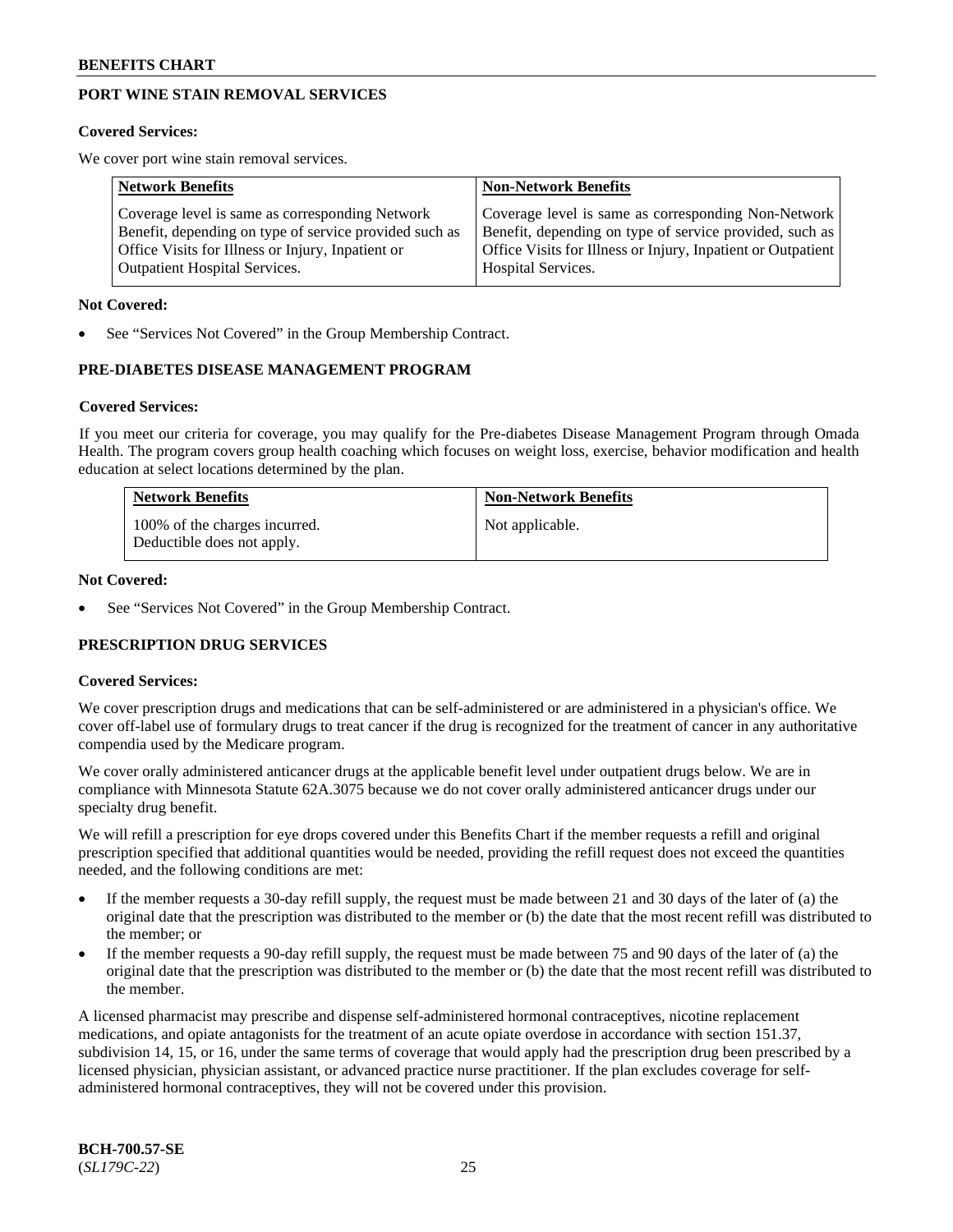## PORT WINE STAIN REMOVAL SERVICES

**Covered Services:**

We cover port wine stain removal services.

| Network Benefits | Non-Network Benefits |
| --- | --- |
| Coverage level is same as corresponding Network Benefit, depending on type of service provided such as Office Visits for Illness or Injury, Inpatient or Outpatient Hospital Services. | Coverage level is same as corresponding Non-Network Benefit, depending on type of service provided, such as Office Visits for Illness or Injury, Inpatient or Outpatient Hospital Services. |

**Not Covered:**

- See "Services Not Covered" in the Group Membership Contract.

## PRE-DIABETES DISEASE MANAGEMENT PROGRAM

**Covered Services:**

If you meet our criteria for coverage, you may qualify for the Pre-diabetes Disease Management Program through Omada Health. The program covers group health coaching which focuses on weight loss, exercise, behavior modification and health education at select locations determined by the plan.

| Network Benefits | Non-Network Benefits |
| --- | --- |
| 100% of the charges incurred. Deductible does not apply. | Not applicable. |

**Not Covered:**

- See "Services Not Covered" in the Group Membership Contract.

## PRESCRIPTION DRUG SERVICES

**Covered Services:**

We cover prescription drugs and medications that can be self-administered or are administered in a physician's office. We cover off-label use of formulary drugs to treat cancer if the drug is recognized for the treatment of cancer in any authoritative compendia used by the Medicare program.

We cover orally administered anticancer drugs at the applicable benefit level under outpatient drugs below. We are in compliance with Minnesota Statute 62A.3075 because we do not cover orally administered anticancer drugs under our specialty drug benefit.

We will refill a prescription for eye drops covered under this Benefits Chart if the member requests a refill and original prescription specified that additional quantities would be needed, providing the refill request does not exceed the quantities needed, and the following conditions are met:

- If the member requests a 30-day refill supply, the request must be made between 21 and 30 days of the later of (a) the original date that the prescription was distributed to the member or (b) the date that the most recent refill was distributed to the member; or
- If the member requests a 90-day refill supply, the request must be made between 75 and 90 days of the later of (a) the original date that the prescription was distributed to the member or (b) the date that the most recent refill was distributed to the member.

A licensed pharmacist may prescribe and dispense self-administered hormonal contraceptives, nicotine replacement medications, and opiate antagonists for the treatment of an acute opiate overdose in accordance with section 151.37, subdivision 14, 15, or 16, under the same terms of coverage that would apply had the prescription drug been prescribed by a licensed physician, physician assistant, or advanced practice nurse practitioner. If the plan excludes coverage for self-administered hormonal contraceptives, they will not be covered under this provision.

**BCH-700.57-SE**
(*SL179C-22*)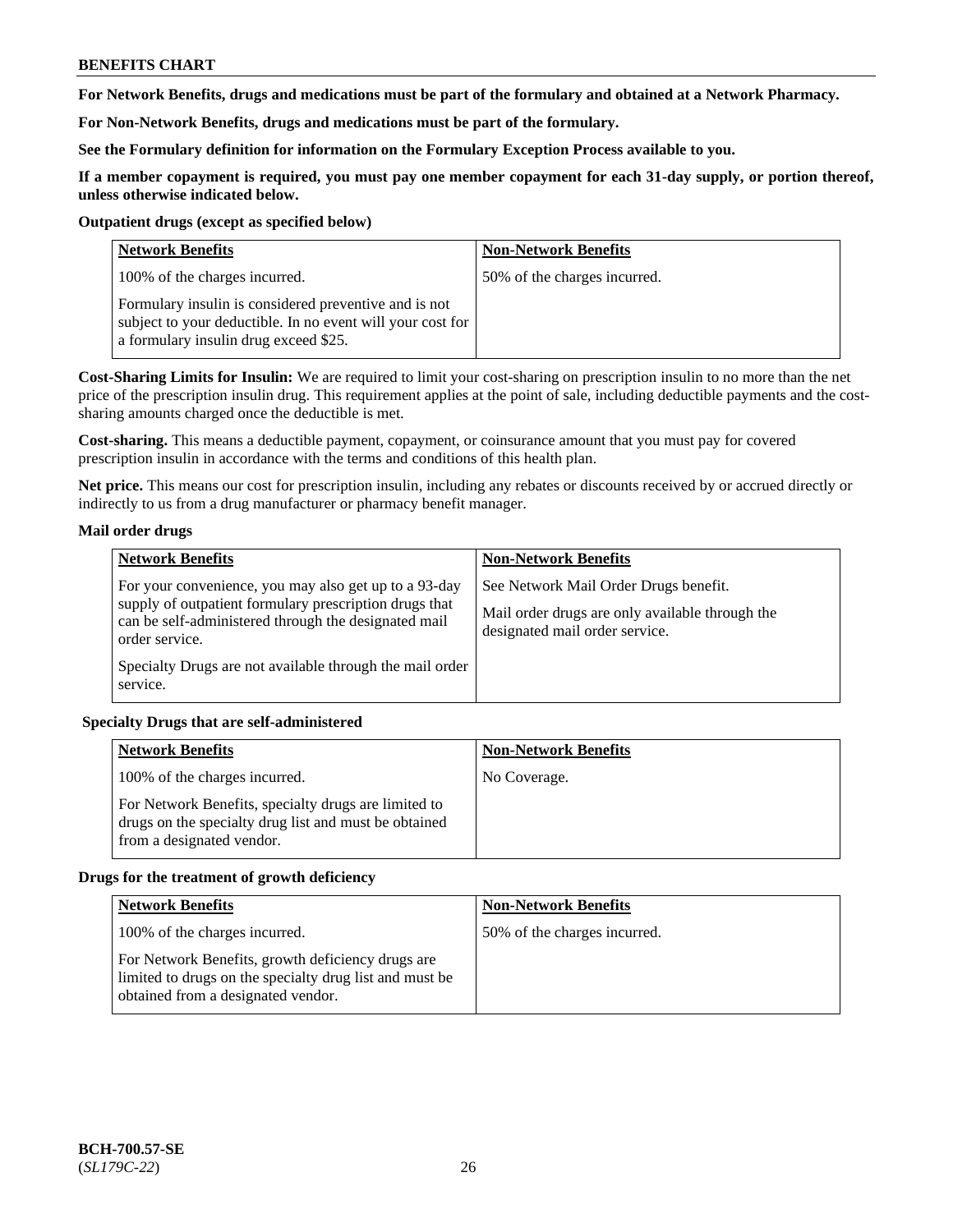**For Network Benefits, drugs and medications must be part of the formulary and obtained at a Network Pharmacy.**

**For Non-Network Benefits, drugs and medications must be part of the formulary.**

**See the Formulary definition for information on the Formulary Exception Process available to you.**

**If a member copayment is required, you must pay one member copayment for each 31-day supply, or portion thereof, unless otherwise indicated below.**

**Outpatient drugs (except as specified below)**

| Network Benefits | Non-Network Benefits |
|---|---|
| 100% of the charges incurred.<br><br>Formulary insulin is considered preventive and is not subject to your deductible. In no event will your cost for a formulary insulin drug exceed $25. | 50% of the charges incurred. |

**Cost-Sharing Limits for Insulin:** We are required to limit your cost-sharing on prescription insulin to no more than the net price of the prescription insulin drug. This requirement applies at the point of sale, including deductible payments and the cost-sharing amounts charged once the deductible is met.

**Cost-sharing.** This means a deductible payment, copayment, or coinsurance amount that you must pay for covered prescription insulin in accordance with the terms and conditions of this health plan.

**Net price.** This means our cost for prescription insulin, including any rebates or discounts received by or accrued directly or indirectly to us from a drug manufacturer or pharmacy benefit manager.

**Mail order drugs**

| Network Benefits | Non-Network Benefits |
|---|---|
| For your convenience, you may also get up to a 93-day supply of outpatient formulary prescription drugs that can be self-administered through the designated mail order service.<br><br>Specialty Drugs are not available through the mail order service. | See Network Mail Order Drugs benefit.<br><br>Mail order drugs are only available through the designated mail order service. |

**Specialty Drugs that are self-administered**

| Network Benefits | Non-Network Benefits |
|---|---|
| 100% of the charges incurred.<br><br>For Network Benefits, specialty drugs are limited to drugs on the specialty drug list and must be obtained from a designated vendor. | No Coverage. |

**Drugs for the treatment of growth deficiency**

| Network Benefits | Non-Network Benefits |
|---|---|
| 100% of the charges incurred.<br><br>For Network Benefits, growth deficiency drugs are limited to drugs on the specialty drug list and must be obtained from a designated vendor. | 50% of the charges incurred. |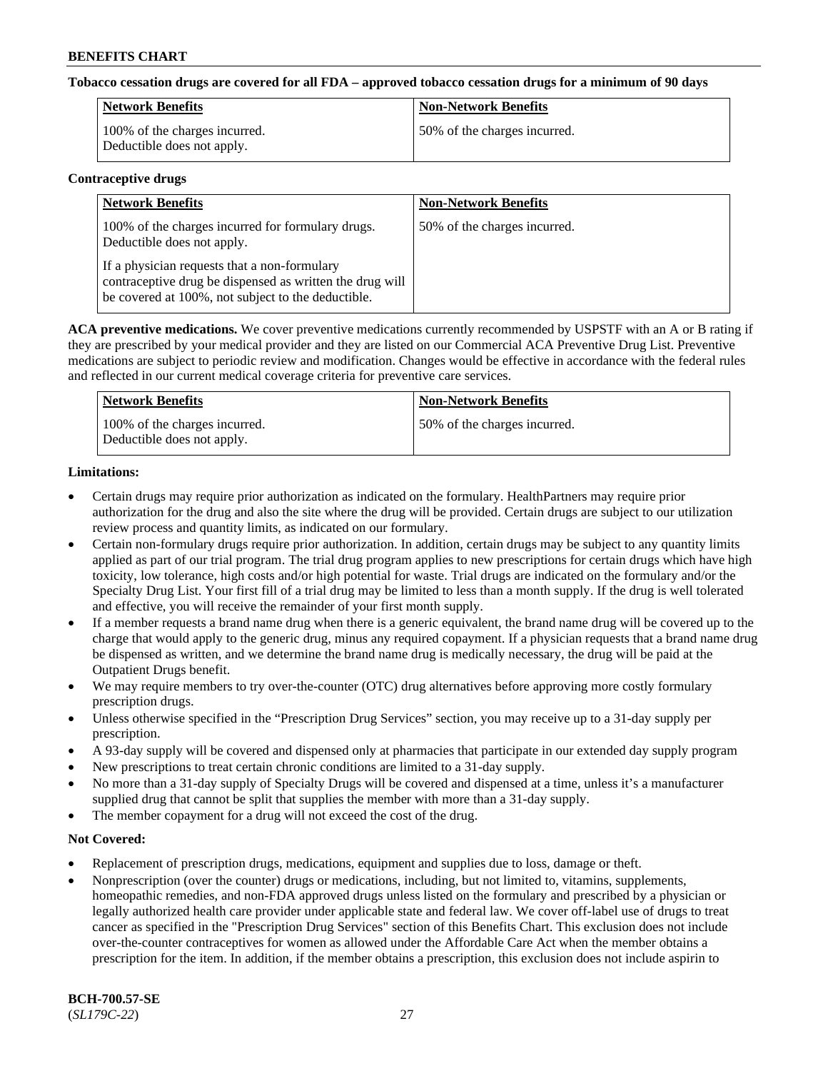**Tobacco cessation drugs are covered for all FDA – approved tobacco cessation drugs for a minimum of 90 days**

| Network Benefits | Non-Network Benefits |
| --- | --- |
| 100% of the charges incurred. Deductible does not apply. | 50% of the charges incurred. |

**Contraceptive drugs**

| Network Benefits | Non-Network Benefits |
| --- | --- |
| 100% of the charges incurred for formulary drugs. Deductible does not apply.<br><br>If a physician requests that a non-formulary contraceptive drug be dispensed as written the drug will be covered at 100%, not subject to the deductible. | 50% of the charges incurred. |

**ACA preventive medications.** We cover preventive medications currently recommended by USPSTF with an A or B rating if they are prescribed by your medical provider and they are listed on our Commercial ACA Preventive Drug List. Preventive medications are subject to periodic review and modification. Changes would be effective in accordance with the federal rules and reflected in our current medical coverage criteria for preventive care services.

| Network Benefits | Non-Network Benefits |
| --- | --- |
| 100% of the charges incurred. Deductible does not apply. | 50% of the charges incurred. |

**Limitations:**

- Certain drugs may require prior authorization as indicated on the formulary. HealthPartners may require prior authorization for the drug and also the site where the drug will be provided. Certain drugs are subject to our utilization review process and quantity limits, as indicated on our formulary.
- Certain non-formulary drugs require prior authorization. In addition, certain drugs may be subject to any quantity limits applied as part of our trial program. The trial drug program applies to new prescriptions for certain drugs which have high toxicity, low tolerance, high costs and/or high potential for waste. Trial drugs are indicated on the formulary and/or the Specialty Drug List. Your first fill of a trial drug may be limited to less than a month supply. If the drug is well tolerated and effective, you will receive the remainder of your first month supply.
- If a member requests a brand name drug when there is a generic equivalent, the brand name drug will be covered up to the charge that would apply to the generic drug, minus any required copayment. If a physician requests that a brand name drug be dispensed as written, and we determine the brand name drug is medically necessary, the drug will be paid at the Outpatient Drugs benefit.
- We may require members to try over-the-counter (OTC) drug alternatives before approving more costly formulary prescription drugs.
- Unless otherwise specified in the "Prescription Drug Services" section, you may receive up to a 31-day supply per prescription.
- A 93-day supply will be covered and dispensed only at pharmacies that participate in our extended day supply program
- New prescriptions to treat certain chronic conditions are limited to a 31-day supply.
- No more than a 31-day supply of Specialty Drugs will be covered and dispensed at a time, unless it's a manufacturer supplied drug that cannot be split that supplies the member with more than a 31-day supply.
- The member copayment for a drug will not exceed the cost of the drug.

**Not Covered:**

- Replacement of prescription drugs, medications, equipment and supplies due to loss, damage or theft.
- Nonprescription (over the counter) drugs or medications, including, but not limited to, vitamins, supplements, homeopathic remedies, and non-FDA approved drugs unless listed on the formulary and prescribed by a physician or legally authorized health care provider under applicable state and federal law. We cover off-label use of drugs to treat cancer as specified in the "Prescription Drug Services" section of this Benefits Chart. This exclusion does not include over-the-counter contraceptives for women as allowed under the Affordable Care Act when the member obtains a prescription for the item. In addition, if the member obtains a prescription, this exclusion does not include aspirin to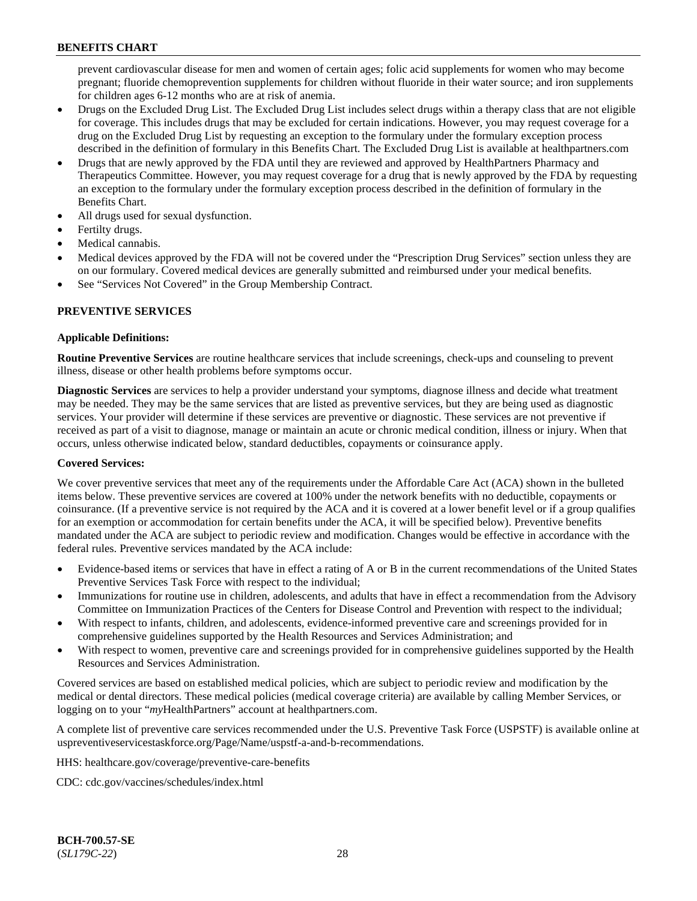prevent cardiovascular disease for men and women of certain ages; folic acid supplements for women who may become pregnant; fluoride chemoprevention supplements for children without fluoride in their water source; and iron supplements for children ages 6-12 months who are at risk of anemia.

- Drugs on the Excluded Drug List. The Excluded Drug List includes select drugs within a therapy class that are not eligible for coverage. This includes drugs that may be excluded for certain indications. However, you may request coverage for a drug on the Excluded Drug List by requesting an exception to the formulary under the formulary exception process described in the definition of formulary in this Benefits Chart. The Excluded Drug List is available at healthpartners.com
- Drugs that are newly approved by the FDA until they are reviewed and approved by HealthPartners Pharmacy and Therapeutics Committee. However, you may request coverage for a drug that is newly approved by the FDA by requesting an exception to the formulary under the formulary exception process described in the definition of formulary in the Benefits Chart.
- All drugs used for sexual dysfunction.
- Fertilty drugs.
- Medical cannabis.
- Medical devices approved by the FDA will not be covered under the "Prescription Drug Services" section unless they are on our formulary. Covered medical devices are generally submitted and reimbursed under your medical benefits.
- See "Services Not Covered" in the Group Membership Contract.

## PREVENTIVE SERVICES

### Applicable Definitions:

**Routine Preventive Services** are routine healthcare services that include screenings, check-ups and counseling to prevent illness, disease or other health problems before symptoms occur.

**Diagnostic Services** are services to help a provider understand your symptoms, diagnose illness and decide what treatment may be needed. They may be the same services that are listed as preventive services, but they are being used as diagnostic services. Your provider will determine if these services are preventive or diagnostic. These services are not preventive if received as part of a visit to diagnose, manage or maintain an acute or chronic medical condition, illness or injury. When that occurs, unless otherwise indicated below, standard deductibles, copayments or coinsurance apply.

### Covered Services:

We cover preventive services that meet any of the requirements under the Affordable Care Act (ACA) shown in the bulleted items below. These preventive services are covered at 100% under the network benefits with no deductible, copayments or coinsurance. (If a preventive service is not required by the ACA and it is covered at a lower benefit level or if a group qualifies for an exemption or accommodation for certain benefits under the ACA, it will be specified below). Preventive benefits mandated under the ACA are subject to periodic review and modification. Changes would be effective in accordance with the federal rules. Preventive services mandated by the ACA include:

- Evidence-based items or services that have in effect a rating of A or B in the current recommendations of the United States Preventive Services Task Force with respect to the individual;
- Immunizations for routine use in children, adolescents, and adults that have in effect a recommendation from the Advisory Committee on Immunization Practices of the Centers for Disease Control and Prevention with respect to the individual;
- With respect to infants, children, and adolescents, evidence-informed preventive care and screenings provided for in comprehensive guidelines supported by the Health Resources and Services Administration; and
- With respect to women, preventive care and screenings provided for in comprehensive guidelines supported by the Health Resources and Services Administration.

Covered services are based on established medical policies, which are subject to periodic review and modification by the medical or dental directors. These medical policies (medical coverage criteria) are available by calling Member Services, or logging on to your "*my*HealthPartners" account at healthpartners.com.

A complete list of preventive care services recommended under the U.S. Preventive Task Force (USPSTF) is available online at uspreventiveservicestaskforce.org/Page/Name/uspstf-a-and-b-recommendations.

HHS: healthcare.gov/coverage/preventive-care-benefits

CDC: cdc.gov/vaccines/schedules/index.html

**BCH-700.57-SE**
(*SL179C-22*)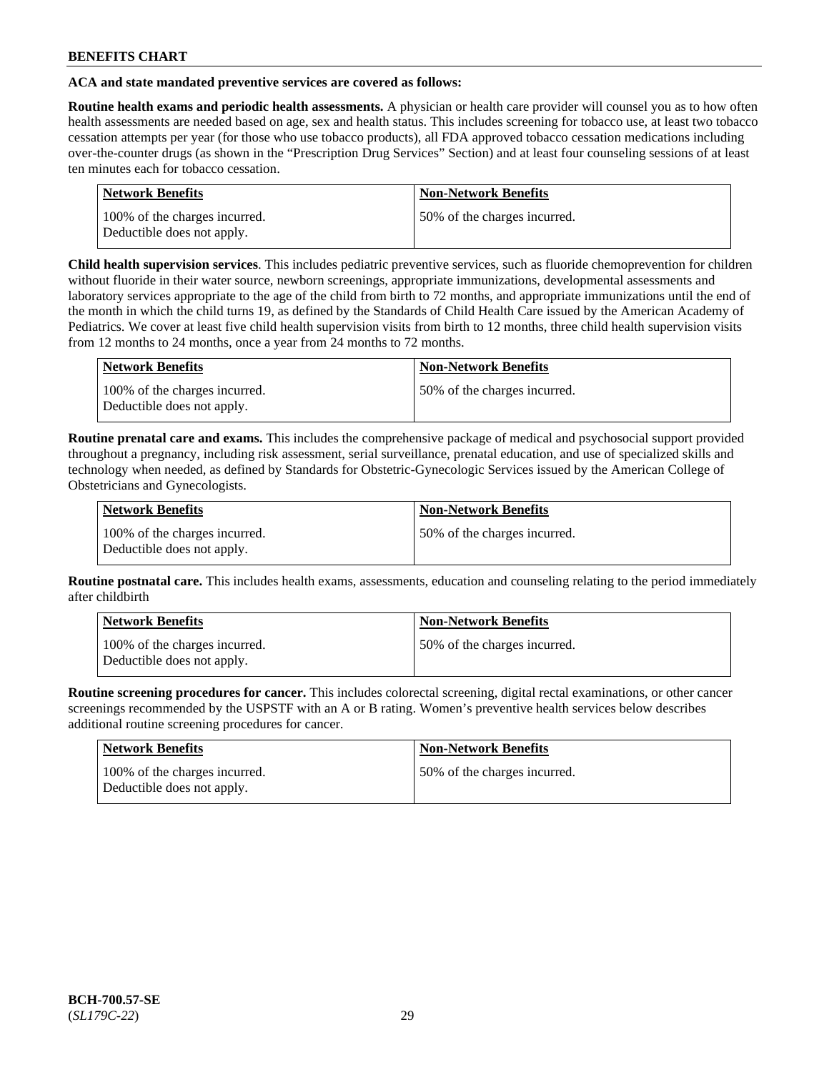**ACA and state mandated preventive services are covered as follows:**

**Routine health exams and periodic health assessments.** A physician or health care provider will counsel you as to how often health assessments are needed based on age, sex and health status. This includes screening for tobacco use, at least two tobacco cessation attempts per year (for those who use tobacco products), all FDA approved tobacco cessation medications including over-the-counter drugs (as shown in the "Prescription Drug Services" Section) and at least four counseling sessions of at least ten minutes each for tobacco cessation.

| Network Benefits | Non-Network Benefits |
|---|---|
| 100% of the charges incurred. Deductible does not apply. | 50% of the charges incurred. |

**Child health supervision services**. This includes pediatric preventive services, such as fluoride chemoprevention for children without fluoride in their water source, newborn screenings, appropriate immunizations, developmental assessments and laboratory services appropriate to the age of the child from birth to 72 months, and appropriate immunizations until the end of the month in which the child turns 19, as defined by the Standards of Child Health Care issued by the American Academy of Pediatrics. We cover at least five child health supervision visits from birth to 12 months, three child health supervision visits from 12 months to 24 months, once a year from 24 months to 72 months.

| Network Benefits | Non-Network Benefits |
|---|---|
| 100% of the charges incurred. Deductible does not apply. | 50% of the charges incurred. |

**Routine prenatal care and exams.** This includes the comprehensive package of medical and psychosocial support provided throughout a pregnancy, including risk assessment, serial surveillance, prenatal education, and use of specialized skills and technology when needed, as defined by Standards for Obstetric-Gynecologic Services issued by the American College of Obstetricians and Gynecologists.

| Network Benefits | Non-Network Benefits |
|---|---|
| 100% of the charges incurred. Deductible does not apply. | 50% of the charges incurred. |

**Routine postnatal care.** This includes health exams, assessments, education and counseling relating to the period immediately after childbirth

| Network Benefits | Non-Network Benefits |
|---|---|
| 100% of the charges incurred. Deductible does not apply. | 50% of the charges incurred. |

**Routine screening procedures for cancer.** This includes colorectal screening, digital rectal examinations, or other cancer screenings recommended by the USPSTF with an A or B rating. Women's preventive health services below describes additional routine screening procedures for cancer.

| Network Benefits | Non-Network Benefits |
|---|---|
| 100% of the charges incurred. Deductible does not apply. | 50% of the charges incurred. |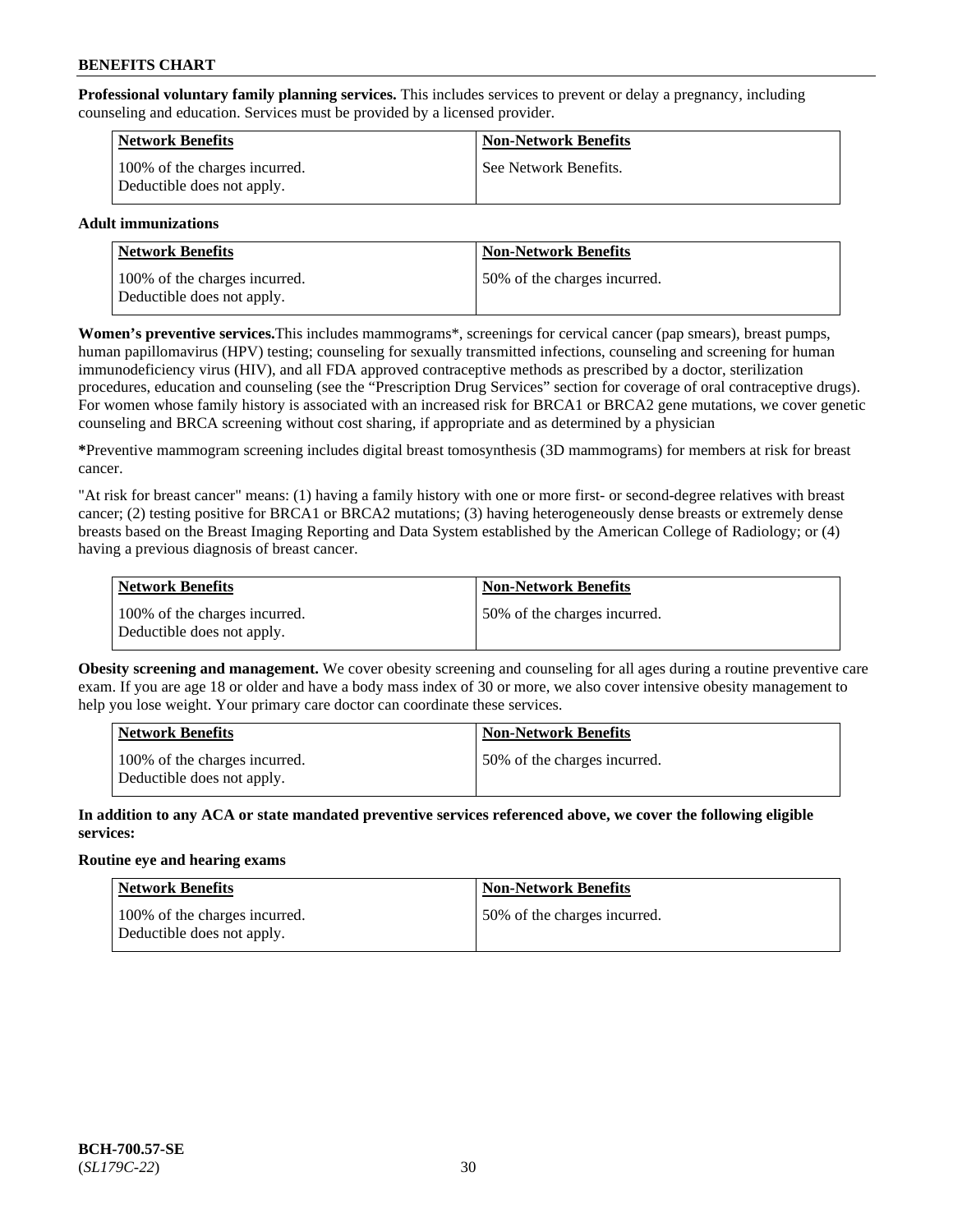**Professional voluntary family planning services.** This includes services to prevent or delay a pregnancy, including counseling and education. Services must be provided by a licensed provider.

| Network Benefits | Non-Network Benefits |
|---|---|
| 100% of the charges incurred. Deductible does not apply. | See Network Benefits. |

**Adult immunizations**

| Network Benefits | Non-Network Benefits |
|---|---|
| 100% of the charges incurred. Deductible does not apply. | 50% of the charges incurred. |

**Women's preventive services.**This includes mammograms*, screenings for cervical cancer (pap smears), breast pumps, human papillomavirus (HPV) testing; counseling for sexually transmitted infections, counseling and screening for human immunodeficiency virus (HIV), and all FDA approved contraceptive methods as prescribed by a doctor, sterilization procedures, education and counseling (see the "Prescription Drug Services" section for coverage of oral contraceptive drugs). For women whose family history is associated with an increased risk for BRCA1 or BRCA2 gene mutations, we cover genetic counseling and BRCA screening without cost sharing, if appropriate and as determined by a physician

**\***Preventive mammogram screening includes digital breast tomosynthesis (3D mammograms) for members at risk for breast cancer.

"At risk for breast cancer" means: (1) having a family history with one or more first- or second-degree relatives with breast cancer; (2) testing positive for BRCA1 or BRCA2 mutations; (3) having heterogeneously dense breasts or extremely dense breasts based on the Breast Imaging Reporting and Data System established by the American College of Radiology; or (4) having a previous diagnosis of breast cancer.

| Network Benefits | Non-Network Benefits |
|---|---|
| 100% of the charges incurred. Deductible does not apply. | 50% of the charges incurred. |

**Obesity screening and management.** We cover obesity screening and counseling for all ages during a routine preventive care exam. If you are age 18 or older and have a body mass index of 30 or more, we also cover intensive obesity management to help you lose weight. Your primary care doctor can coordinate these services.

| Network Benefits | Non-Network Benefits |
|---|---|
| 100% of the charges incurred. Deductible does not apply. | 50% of the charges incurred. |

**In addition to any ACA or state mandated preventive services referenced above, we cover the following eligible services:**

**Routine eye and hearing exams**

| Network Benefits | Non-Network Benefits |
|---|---|
| 100% of the charges incurred. Deductible does not apply. | 50% of the charges incurred. |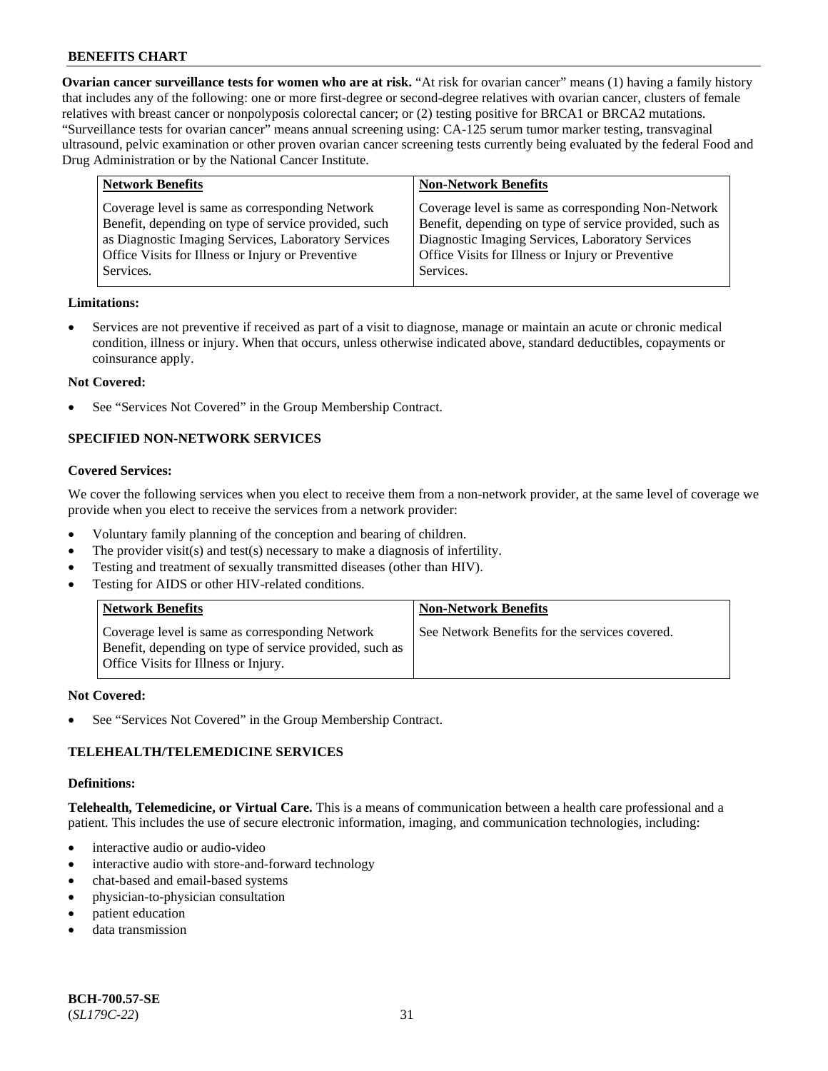**Ovarian cancer surveillance tests for women who are at risk.** "At risk for ovarian cancer" means (1) having a family history that includes any of the following: one or more first-degree or second-degree relatives with ovarian cancer, clusters of female relatives with breast cancer or nonpolyposis colorectal cancer; or (2) testing positive for BRCA1 or BRCA2 mutations. "Surveillance tests for ovarian cancer" means annual screening using: CA-125 serum tumor marker testing, transvaginal ultrasound, pelvic examination or other proven ovarian cancer screening tests currently being evaluated by the federal Food and Drug Administration or by the National Cancer Institute.

| Network Benefits | Non-Network Benefits |
| --- | --- |
| Coverage level is same as corresponding Network Benefit, depending on type of service provided, such as Diagnostic Imaging Services, Laboratory Services Office Visits for Illness or Injury or Preventive Services. | Coverage level is same as corresponding Non-Network Benefit, depending on type of service provided, such as Diagnostic Imaging Services, Laboratory Services Office Visits for Illness or Injury or Preventive Services. |

**Limitations:**

- Services are not preventive if received as part of a visit to diagnose, manage or maintain an acute or chronic medical condition, illness or injury. When that occurs, unless otherwise indicated above, standard deductibles, copayments or coinsurance apply.

**Not Covered:**

- See "Services Not Covered" in the Group Membership Contract.

## SPECIFIED NON-NETWORK SERVICES

**Covered Services:**

We cover the following services when you elect to receive them from a non-network provider, at the same level of coverage we provide when you elect to receive the services from a network provider:

- Voluntary family planning of the conception and bearing of children.
- The provider visit(s) and test(s) necessary to make a diagnosis of infertility.
- Testing and treatment of sexually transmitted diseases (other than HIV).
- Testing for AIDS or other HIV-related conditions.

| Network Benefits | Non-Network Benefits |
| --- | --- |
| Coverage level is same as corresponding Network Benefit, depending on type of service provided, such as Office Visits for Illness or Injury. | See Network Benefits for the services covered. |

**Not Covered:**

- See "Services Not Covered" in the Group Membership Contract.

## TELEHEALTH/TELEMEDICINE SERVICES

**Definitions:**

**Telehealth, Telemedicine, or Virtual Care.** This is a means of communication between a health care professional and a patient. This includes the use of secure electronic information, imaging, and communication technologies, including:

- interactive audio or audio-video
- interactive audio with store-and-forward technology
- chat-based and email-based systems
- physician-to-physician consultation
- patient education
- data transmission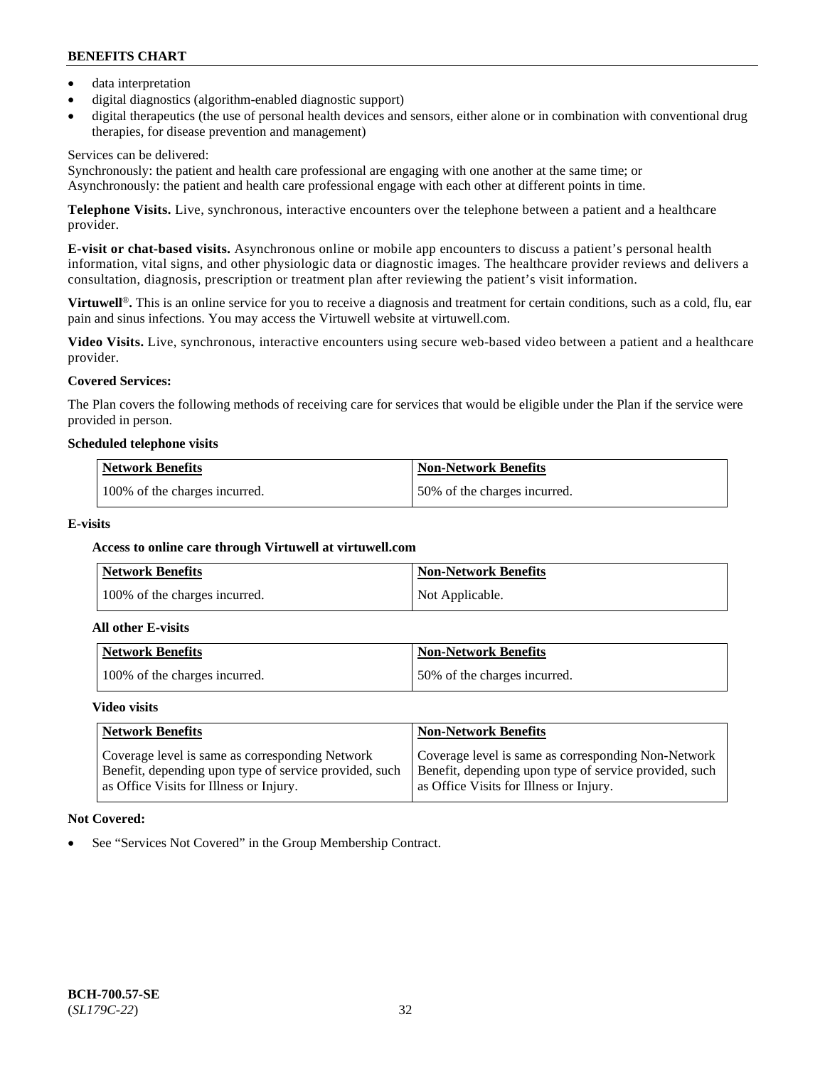- data interpretation
- digital diagnostics (algorithm-enabled diagnostic support)
- digital therapeutics (the use of personal health devices and sensors, either alone or in combination with conventional drug therapies, for disease prevention and management)

Services can be delivered:
Synchronously: the patient and health care professional are engaging with one another at the same time; or
Asynchronously: the patient and health care professional engage with each other at different points in time.

**Telephone Visits.** Live, synchronous, interactive encounters over the telephone between a patient and a healthcare provider.

**E-visit or chat-based visits.** Asynchronous online or mobile app encounters to discuss a patient's personal health information, vital signs, and other physiologic data or diagnostic images. The healthcare provider reviews and delivers a consultation, diagnosis, prescription or treatment plan after reviewing the patient's visit information.

**Virtuwell®.** This is an online service for you to receive a diagnosis and treatment for certain conditions, such as a cold, flu, ear pain and sinus infections. You may access the Virtuwell website at virtuwell.com.

**Video Visits.** Live, synchronous, interactive encounters using secure web-based video between a patient and a healthcare provider.

**Covered Services:**

The Plan covers the following methods of receiving care for services that would be eligible under the Plan if the service were provided in person.

**Scheduled telephone visits**

| Network Benefits | Non-Network Benefits |
|---|---|
| 100% of the charges incurred. | 50% of the charges incurred. |

**E-visits**

**Access to online care through Virtuwell at virtuwell.com**

| Network Benefits | Non-Network Benefits |
|---|---|
| 100% of the charges incurred. | Not Applicable. |

**All other E-visits**

| Network Benefits | Non-Network Benefits |
|---|---|
| 100% of the charges incurred. | 50% of the charges incurred. |

**Video visits**

| Network Benefits | Non-Network Benefits |
|---|---|
| Coverage level is same as corresponding Network Benefit, depending upon type of service provided, such as Office Visits for Illness or Injury. | Coverage level is same as corresponding Non-Network Benefit, depending upon type of service provided, such as Office Visits for Illness or Injury. |

**Not Covered:**

- See "Services Not Covered" in the Group Membership Contract.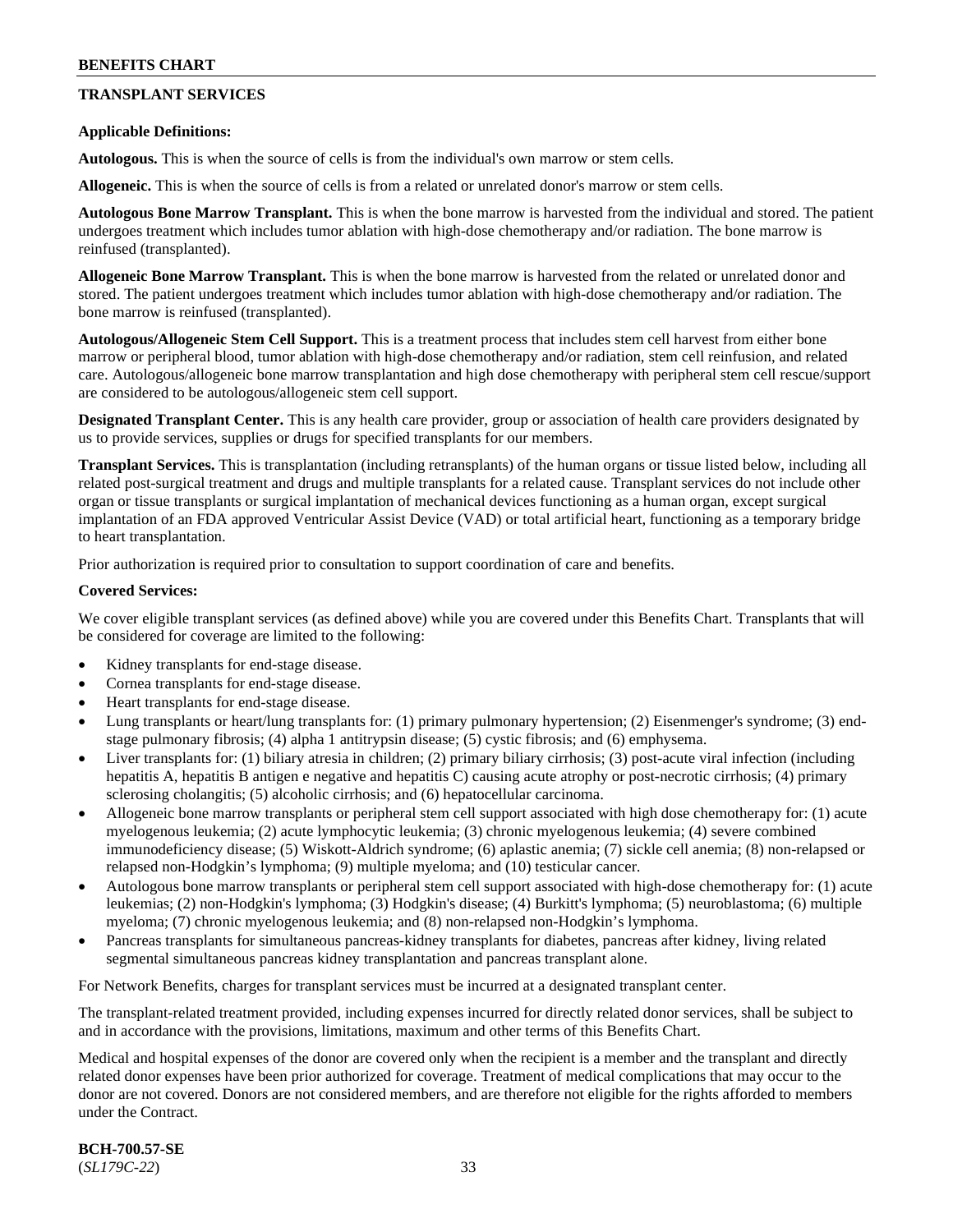## TRANSPLANT SERVICES

**Applicable Definitions:**

**Autologous.** This is when the source of cells is from the individual's own marrow or stem cells.

**Allogeneic.** This is when the source of cells is from a related or unrelated donor's marrow or stem cells.

**Autologous Bone Marrow Transplant.** This is when the bone marrow is harvested from the individual and stored. The patient undergoes treatment which includes tumor ablation with high-dose chemotherapy and/or radiation. The bone marrow is reinfused (transplanted).

**Allogeneic Bone Marrow Transplant.** This is when the bone marrow is harvested from the related or unrelated donor and stored. The patient undergoes treatment which includes tumor ablation with high-dose chemotherapy and/or radiation. The bone marrow is reinfused (transplanted).

**Autologous/Allogeneic Stem Cell Support.** This is a treatment process that includes stem cell harvest from either bone marrow or peripheral blood, tumor ablation with high-dose chemotherapy and/or radiation, stem cell reinfusion, and related care. Autologous/allogeneic bone marrow transplantation and high dose chemotherapy with peripheral stem cell rescue/support are considered to be autologous/allogeneic stem cell support.

**Designated Transplant Center.** This is any health care provider, group or association of health care providers designated by us to provide services, supplies or drugs for specified transplants for our members.

**Transplant Services.** This is transplantation (including retransplants) of the human organs or tissue listed below, including all related post-surgical treatment and drugs and multiple transplants for a related cause. Transplant services do not include other organ or tissue transplants or surgical implantation of mechanical devices functioning as a human organ, except surgical implantation of an FDA approved Ventricular Assist Device (VAD) or total artificial heart, functioning as a temporary bridge to heart transplantation.

Prior authorization is required prior to consultation to support coordination of care and benefits.

**Covered Services:**

We cover eligible transplant services (as defined above) while you are covered under this Benefits Chart. Transplants that will be considered for coverage are limited to the following:

- Kidney transplants for end-stage disease.
- Cornea transplants for end-stage disease.
- Heart transplants for end-stage disease.
- Lung transplants or heart/lung transplants for: (1) primary pulmonary hypertension; (2) Eisenmenger's syndrome; (3) end-stage pulmonary fibrosis; (4) alpha 1 antitrypsin disease; (5) cystic fibrosis; and (6) emphysema.
- Liver transplants for: (1) biliary atresia in children; (2) primary biliary cirrhosis; (3) post-acute viral infection (including hepatitis A, hepatitis B antigen e negative and hepatitis C) causing acute atrophy or post-necrotic cirrhosis; (4) primary sclerosing cholangitis; (5) alcoholic cirrhosis; and (6) hepatocellular carcinoma.
- Allogeneic bone marrow transplants or peripheral stem cell support associated with high dose chemotherapy for: (1) acute myelogenous leukemia; (2) acute lymphocytic leukemia; (3) chronic myelogenous leukemia; (4) severe combined immunodeficiency disease; (5) Wiskott-Aldrich syndrome; (6) aplastic anemia; (7) sickle cell anemia; (8) non-relapsed or relapsed non-Hodgkin's lymphoma; (9) multiple myeloma; and (10) testicular cancer.
- Autologous bone marrow transplants or peripheral stem cell support associated with high-dose chemotherapy for: (1) acute leukemias; (2) non-Hodgkin's lymphoma; (3) Hodgkin's disease; (4) Burkitt's lymphoma; (5) neuroblastoma; (6) multiple myeloma; (7) chronic myelogenous leukemia; and (8) non-relapsed non-Hodgkin's lymphoma.
- Pancreas transplants for simultaneous pancreas-kidney transplants for diabetes, pancreas after kidney, living related segmental simultaneous pancreas kidney transplantation and pancreas transplant alone.

For Network Benefits, charges for transplant services must be incurred at a designated transplant center.

The transplant-related treatment provided, including expenses incurred for directly related donor services, shall be subject to and in accordance with the provisions, limitations, maximum and other terms of this Benefits Chart.

Medical and hospital expenses of the donor are covered only when the recipient is a member and the transplant and directly related donor expenses have been prior authorized for coverage. Treatment of medical complications that may occur to the donor are not covered. Donors are not considered members, and are therefore not eligible for the rights afforded to members under the Contract.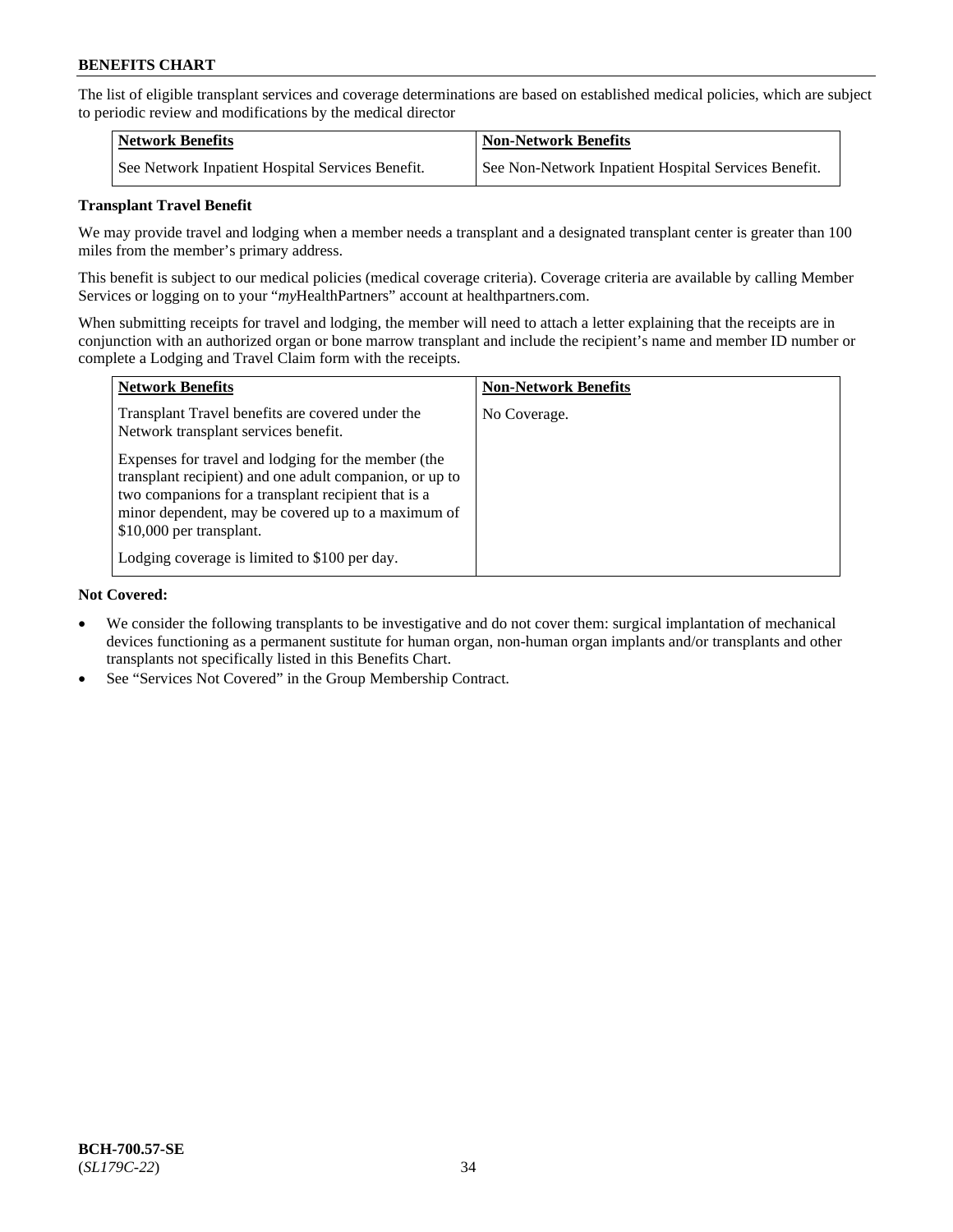The list of eligible transplant services and coverage determinations are based on established medical policies, which are subject to periodic review and modifications by the medical director

| Network Benefits | Non-Network Benefits |
| --- | --- |
| See Network Inpatient Hospital Services Benefit. | See Non-Network Inpatient Hospital Services Benefit. |

**Transplant Travel Benefit**

We may provide travel and lodging when a member needs a transplant and a designated transplant center is greater than 100 miles from the member's primary address.

This benefit is subject to our medical policies (medical coverage criteria). Coverage criteria are available by calling Member Services or logging on to your "*my*HealthPartners" account at healthpartners.com.

When submitting receipts for travel and lodging, the member will need to attach a letter explaining that the receipts are in conjunction with an authorized organ or bone marrow transplant and include the recipient's name and member ID number or complete a Lodging and Travel Claim form with the receipts.

| Network Benefits | Non-Network Benefits |
| --- | --- |
| Transplant Travel benefits are covered under the Network transplant services benefit.<br><br>Expenses for travel and lodging for the member (the transplant recipient) and one adult companion, or up to two companions for a transplant recipient that is a minor dependent, may be covered up to a maximum of $10,000 per transplant.<br><br>Lodging coverage is limited to $100 per day. | No Coverage. |

**Not Covered:**

- We consider the following transplants to be investigative and do not cover them: surgical implantation of mechanical devices functioning as a permanent sustitute for human organ, non-human organ implants and/or transplants and other transplants not specifically listed in this Benefits Chart.
- See "Services Not Covered" in the Group Membership Contract.